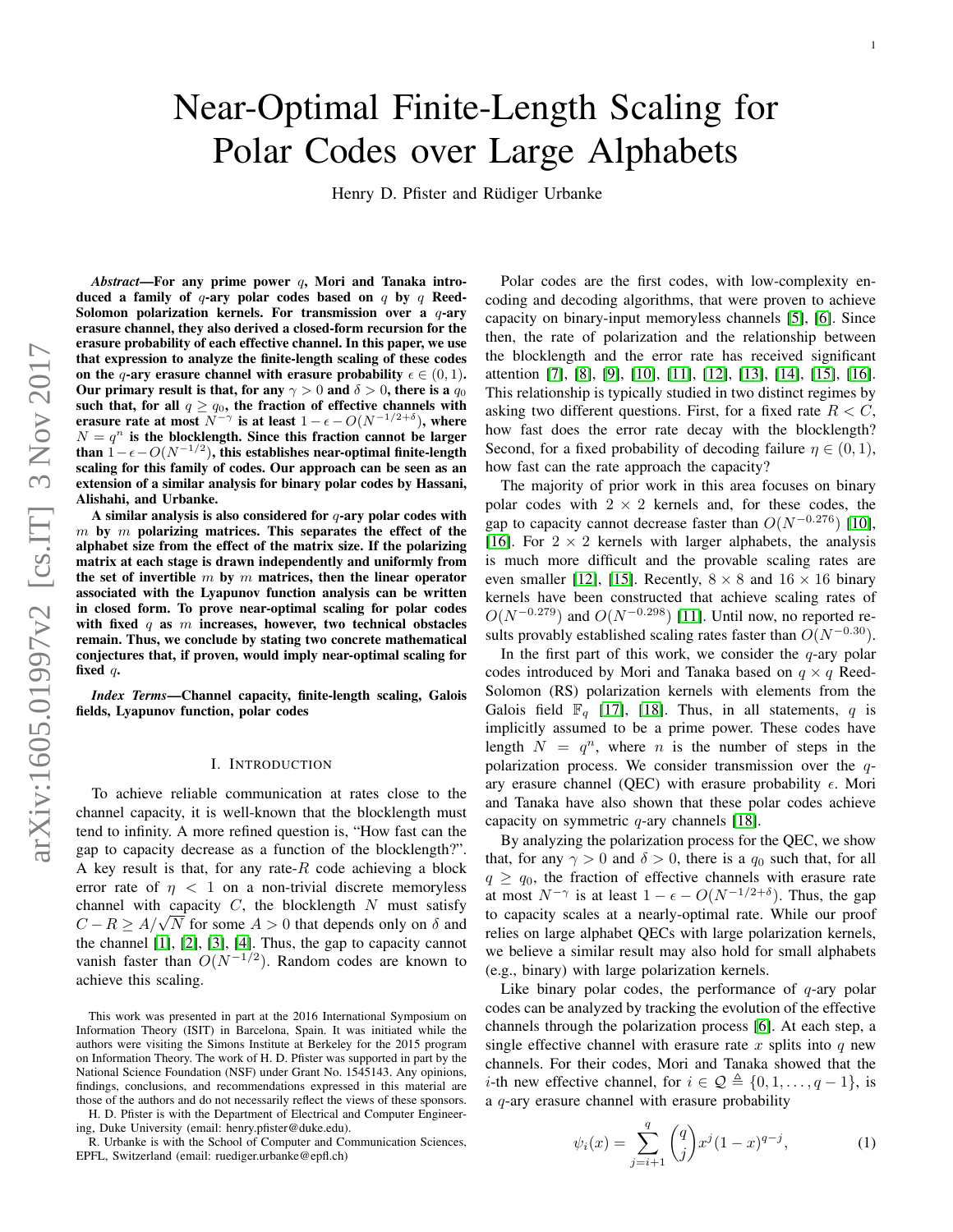# Near-Optimal Finite-Length Scaling for Polar Codes over Large Alphabets

Henry D. Pfister and Rüdiger Urbanke

***Abstract*—For any prime power $q$, Mori and Tanaka introduced a family of $q$-ary polar codes based on $q$ by $q$ Reed-Solomon polarization kernels. For transmission over a $q$-ary erasure channel, they also derived a closed-form recursion for the erasure probability of each effective channel. In this paper, we use that expression to analyze the finite-length scaling of these codes on the $q$-ary erasure channel with erasure probability $\epsilon \in (0, 1)$. Our primary result is that, for any $\gamma > 0$ and $\delta > 0$, there is a $q_0$ such that, for all $q \geq q_0$, the fraction of effective channels with erasure rate at most $N^{-\gamma}$ is at least $1 - \epsilon - O(N^{-1/2+\delta})$, where $N = q^n$ is the blocklength. Since this fraction cannot be larger than $1 - \epsilon - O(N^{-1/2})$, this establishes near-optimal finite-length scaling for this family of codes. Our approach can be seen as an extension of a similar analysis for binary polar codes by Hassani, Alishahi, and Urbanke.**

**A similar analysis is also considered for $q$-ary polar codes with $m$ by $m$ polarizing matrices. This separates the effect of the alphabet size from the effect of the matrix size. If the polarizing matrix at each stage is drawn independently and uniformly from the set of invertible $m$ by $m$ matrices, then the linear operator associated with the Lyapunov function analysis can be written in closed form. To prove near-optimal scaling for polar codes with fixed $q$ as $m$ increases, however, two technical obstacles remain. Thus, we conclude by stating two concrete mathematical conjectures that, if proven, would imply near-optimal scaling for fixed $q$.**

***Index Terms*—Channel capacity, finite-length scaling, Galois fields, Lyapunov function, polar codes**

## I. Introduction

To achieve reliable communication at rates close to the channel capacity, it is well-known that the blocklength must tend to infinity. A more refined question is, "How fast can the gap to capacity decrease as a function of the blocklength?". A key result is that, for any rate-$R$ code achieving a block error rate of $\eta < 1$ on a non-trivial discrete memoryless channel with capacity $C$, the blocklength $N$ must satisfy $C - R \geq A/\sqrt{N}$ for some $A > 0$ that depends only on $\delta$ and the channel [1], [2], [3], [4]. Thus, the gap to capacity cannot vanish faster than $O(N^{-1/2})$. Random codes are known to achieve this scaling.

Polar codes are the first codes, with low-complexity encoding and decoding algorithms, that were proven to achieve capacity on binary-input memoryless channels [5], [6]. Since then, the rate of polarization and the relationship between the blocklength and the error rate has received significant attention [7], [8], [9], [10], [11], [12], [13], [14], [15], [16]. This relationship is typically studied in two distinct regimes by asking two different questions. First, for a fixed rate $R < C$, how fast does the error rate decay with the blocklength? Second, for a fixed probability of decoding failure $\eta \in (0, 1)$, how fast can the rate approach the capacity?

The majority of prior work in this area focuses on binary polar codes with $2 \times 2$ kernels and, for these codes, the gap to capacity cannot decrease faster than $O(N^{-0.276})$ [10], [16]. For $2 \times 2$ kernels with larger alphabets, the analysis is much more difficult and the provable scaling rates are even smaller [12], [15]. Recently, $8 \times 8$ and $16 \times 16$ binary kernels have been constructed that achieve scaling rates of $O(N^{-0.279})$ and $O(N^{-0.298})$ [11]. Until now, no reported results provably established scaling rates faster than $O(N^{-0.30})$.

In the first part of this work, we consider the $q$-ary polar codes introduced by Mori and Tanaka based on $q \times q$ Reed-Solomon (RS) polarization kernels with elements from the Galois field $\mathbb{F}_q$ [17], [18]. Thus, in all statements, $q$ is implicitly assumed to be a prime power. These codes have length $N = q^n$, where $n$ is the number of steps in the polarization process. We consider transmission over the $q$-ary erasure channel (QEC) with erasure probability $\epsilon$. Mori and Tanaka have also shown that these polar codes achieve capacity on symmetric $q$-ary channels [18].

By analyzing the polarization process for the QEC, we show that, for any $\gamma > 0$ and $\delta > 0$, there is a $q_0$ such that, for all $q \geq q_0$, the fraction of effective channels with erasure rate at most $N^{-\gamma}$ is at least $1 - \epsilon - O(N^{-1/2+\delta})$. Thus, the gap to capacity scales at a nearly-optimal rate. While our proof relies on large alphabet QECs with large polarization kernels, we believe a similar result may also hold for small alphabets (e.g., binary) with large polarization kernels.

Like binary polar codes, the performance of $q$-ary polar codes can be analyzed by tracking the evolution of the effective channels through the polarization process [6]. At each step, a single effective channel with erasure rate $x$ splits into $q$ new channels. For their codes, Mori and Tanaka showed that the $i$-th new effective channel, for $i \in \mathcal{Q} \triangleq \{0, 1, \ldots, q-1\}$, is a $q$-ary erasure channel with erasure probability

$$\psi_i(x) = \sum_{j=i+1}^{q} \binom{q}{j} x^j (1-x)^{q-j}, \tag{1}$$

This work was presented in part at the 2016 International Symposium on Information Theory (ISIT) in Barcelona, Spain. It was initiated while the authors were visiting the Simons Institute at Berkeley for the 2015 program on Information Theory. The work of H. D. Pfister was supported in part by the National Science Foundation (NSF) under Grant No. 1545143. Any opinions, findings, conclusions, and recommendations expressed in this material are those of the authors and do not necessarily reflect the views of these sponsors.

H. D. Pfister is with the Department of Electrical and Computer Engineering, Duke University (email: henry.pfister@duke.edu).

R. Urbanke is with the School of Computer and Communication Sciences, EPFL, Switzerland (email: ruediger.urbanke@epfl.ch)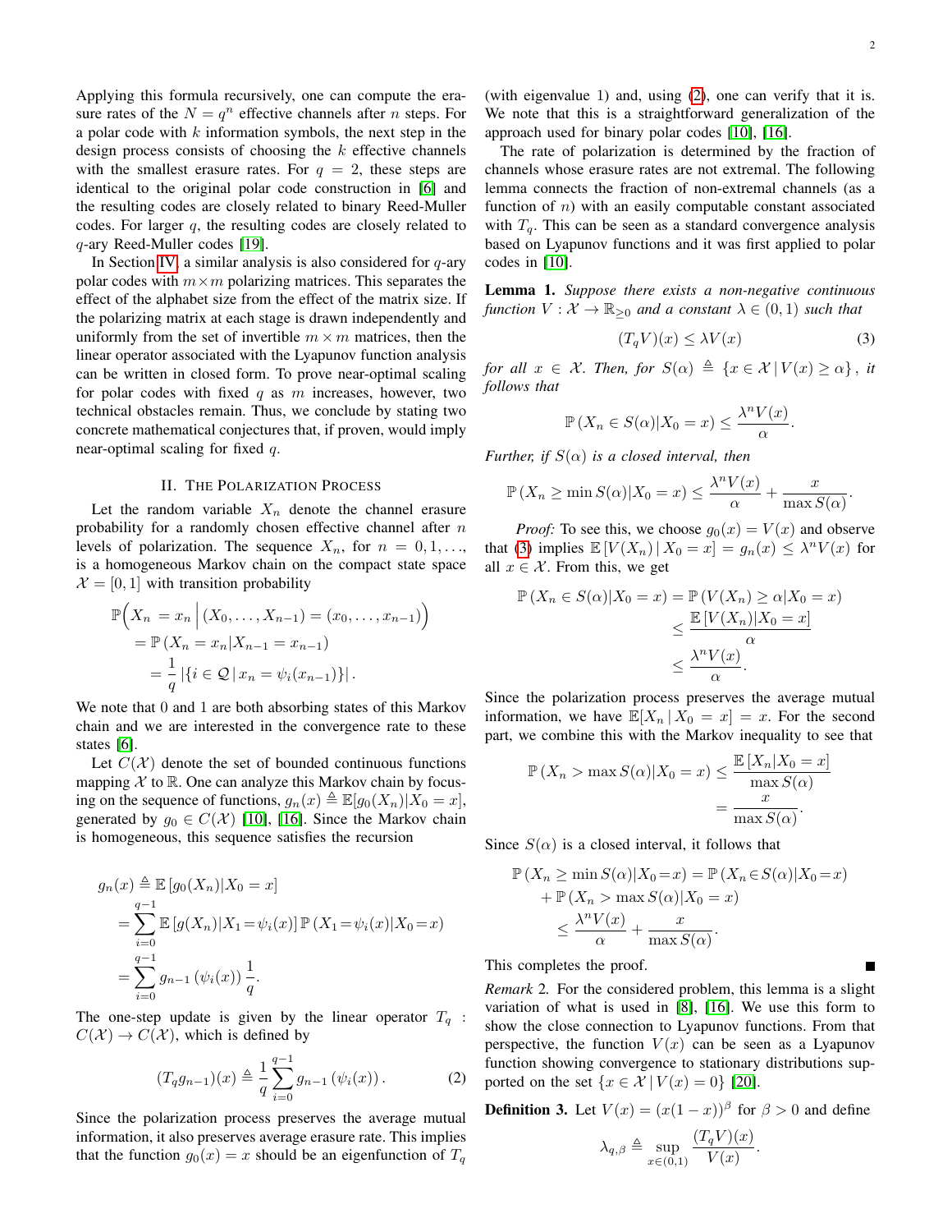Applying this formula recursively, one can compute the erasure rates of the $N = q^n$ effective channels after $n$ steps. For a polar code with $k$ information symbols, the next step in the design process consists of choosing the $k$ effective channels with the smallest erasure rates. For $q = 2$, these steps are identical to the original polar code construction in [6] and the resulting codes are closely related to binary Reed-Muller codes. For larger $q$, the resulting codes are closely related to $q$-ary Reed-Muller codes [19].

In Section IV, a similar analysis is also considered for $q$-ary polar codes with $m\times m$ polarizing matrices. This separates the effect of the alphabet size from the effect of the matrix size. If the polarizing matrix at each stage is drawn independently and uniformly from the set of invertible $m \times m$ matrices, then the linear operator associated with the Lyapunov function analysis can be written in closed form. To prove near-optimal scaling for polar codes with fixed $q$ as $m$ increases, however, two technical obstacles remain. Thus, we conclude by stating two concrete mathematical conjectures that, if proven, would imply near-optimal scaling for fixed $q$.

## II. The Polarization Process

Let the random variable $X_n$ denote the channel erasure probability for a randomly chosen effective channel after $n$ levels of polarization. The sequence $X_n$, for $n = 0, 1, \ldots$, is a homogeneous Markov chain on the compact state space $\mathcal{X} = [0, 1]$ with transition probability

$$
\begin{aligned}
&\mathbb{P}\Big(X_n = x_n \,\Big|\, (X_0, \ldots, X_{n-1}) = (x_0, \ldots, x_{n-1})\Big) \\
&= \mathbb{P}\left(X_n = x_n | X_{n-1} = x_{n-1}\right) \\
&= \frac{1}{q}\left|\{i \in \mathcal{Q} \,|\, x_n = \psi_i(x_{n-1})\}\right|.
\end{aligned}
$$

We note that 0 and 1 are both absorbing states of this Markov chain and we are interested in the convergence rate to these states [6].

Let $C(\mathcal{X})$ denote the set of bounded continuous functions mapping $\mathcal{X}$ to $\mathbb{R}$. One can analyze this Markov chain by focusing on the sequence of functions, $g_n(x) \triangleq \mathbb{E}[g_0(X_n)|X_0 = x]$, generated by $g_0 \in C(\mathcal{X})$ [10], [16]. Since the Markov chain is homogeneous, this sequence satisfies the recursion

$$
\begin{aligned}
g_n(x) &\triangleq \mathbb{E}\left[g_0(X_n)|X_0 = x\right] \\
&= \sum_{i=0}^{q-1} \mathbb{E}\left[g(X_n)|X_1 = \psi_i(x)\right] \mathbb{P}\left(X_1 = \psi_i(x)|X_0 = x\right) \\
&= \sum_{i=0}^{q-1} g_{n-1}\left(\psi_i(x)\right)\frac{1}{q}.
\end{aligned}
$$

The one-step update is given by the linear operator $T_q : C(\mathcal{X}) \to C(\mathcal{X})$, which is defined by

$$
(T_q g_{n-1})(x) \triangleq \frac{1}{q}\sum_{i=0}^{q-1} g_{n-1}\left(\psi_i(x)\right). \tag{2}
$$

Since the polarization process preserves the average mutual information, it also preserves average erasure rate. This implies that the function $g_0(x) = x$ should be an eigenfunction of $T_q$ (with eigenvalue 1) and, using (2), one can verify that it is. We note that this is a straightforward generalization of the approach used for binary polar codes [10], [16].

The rate of polarization is determined by the fraction of channels whose erasure rates are not extremal. The following lemma connects the fraction of non-extremal channels (as a function of $n$) with an easily computable constant associated with $T_q$. This can be seen as a standard convergence analysis based on Lyapunov functions and it was first applied to polar codes in [10].

**Lemma 1.** *Suppose there exists a non-negative continuous function $V : \mathcal{X} \to \mathbb{R}_{\geq 0}$ and a constant $\lambda \in (0, 1)$ such that*

$$
(T_q V)(x) \leq \lambda V(x) \tag{3}
$$

*for all $x \in \mathcal{X}$. Then, for $S(\alpha) \triangleq \{x \in \mathcal{X} \,|\, V(x) \geq \alpha\}$, it follows that*

$$
\mathbb{P}\left(X_n \in S(\alpha)|X_0 = x\right) \leq \frac{\lambda^n V(x)}{\alpha}.
$$

*Further, if $S(\alpha)$ is a closed interval, then*

$$
\mathbb{P}\left(X_n \geq \min S(\alpha)|X_0 = x\right) \leq \frac{\lambda^n V(x)}{\alpha} + \frac{x}{\max S(\alpha)}.
$$

*Proof:* To see this, we choose $g_0(x) = V(x)$ and observe that (3) implies $\mathbb{E}\left[V(X_n)\,|\,X_0 = x\right] = g_n(x) \leq \lambda^n V(x)$ for all $x \in \mathcal{X}$. From this, we get

$$
\begin{aligned}
\mathbb{P}\left(X_n \in S(\alpha)|X_0 = x\right) &= \mathbb{P}\left(V(X_n) \geq \alpha|X_0 = x\right) \\
&\leq \frac{\mathbb{E}\left[V(X_n)|X_0 = x\right]}{\alpha} \\
&\leq \frac{\lambda^n V(x)}{\alpha}.
\end{aligned}
$$

Since the polarization process preserves the average mutual information, we have $\mathbb{E}[X_n \,|\, X_0 = x] = x$. For the second part, we combine this with the Markov inequality to see that

$$
\begin{aligned}
\mathbb{P}\left(X_n > \max S(\alpha)|X_0 = x\right) &\leq \frac{\mathbb{E}\left[X_n|X_0 = x\right]}{\max S(\alpha)} \\
&= \frac{x}{\max S(\alpha)}.
\end{aligned}
$$

Since $S(\alpha)$ is a closed interval, it follows that

$$
\begin{aligned}
&\mathbb{P}\left(X_n \geq \min S(\alpha)|X_0 = x\right) = \mathbb{P}\left(X_n \in S(\alpha)|X_0 = x\right) \\
&\quad + \mathbb{P}\left(X_n > \max S(\alpha)|X_0 = x\right) \\
&\quad \leq \frac{\lambda^n V(x)}{\alpha} + \frac{x}{\max S(\alpha)}.
\end{aligned}
$$

This completes the proof. ∎

*Remark 2.* For the considered problem, this lemma is a slight variation of what is used in [8], [16]. We use this form to show the close connection to Lyapunov functions. From that perspective, the function $V(x)$ can be seen as a Lyapunov function showing convergence to stationary distributions supported on the set $\{x \in \mathcal{X} \,|\, V(x) = 0\}$ [20].

**Definition 3.** Let $V(x) = (x(1-x))^\beta$ for $\beta > 0$ and define

$$
\lambda_{q,\beta} \triangleq \sup_{x\in(0,1)} \frac{(T_q V)(x)}{V(x)}.
$$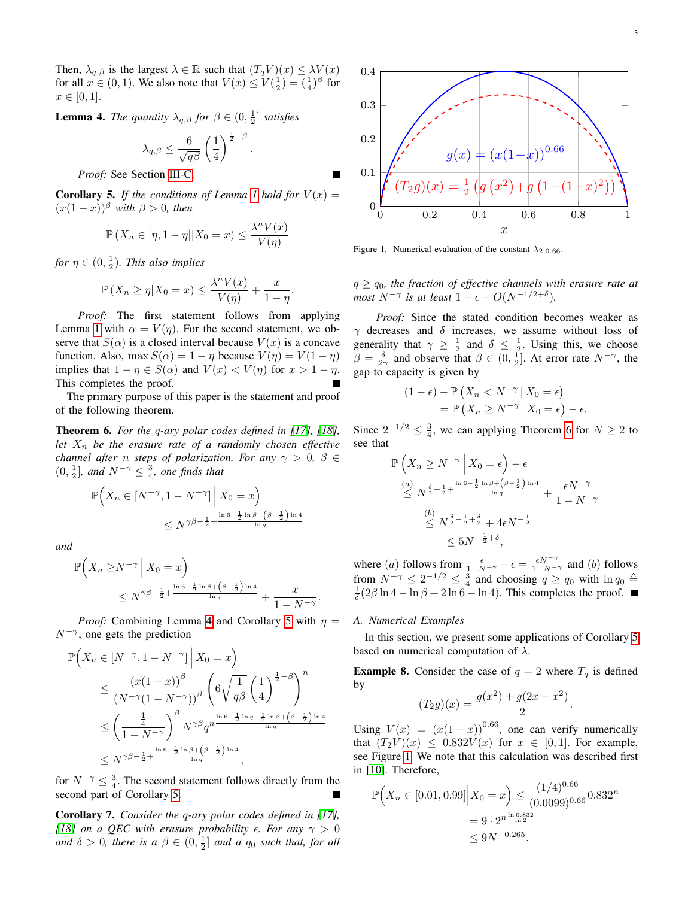Then, $\lambda_{q,\beta}$ is the largest $\lambda \in \mathbb{R}$ such that $(T_q V)(x) \le \lambda V(x)$ for all $x \in (0,1)$. We also note that $V(x) \le V(\frac{1}{2}) = (\frac{1}{4})^{\beta}$ for $x \in [0,1]$.

**Lemma 4.** *The quantity $\lambda_{q,\beta}$ for $\beta \in (0, \frac{1}{2}]$ satisfies*

$$\lambda_{q,\beta} \le \frac{6}{\sqrt{q\beta}} \left(\frac{1}{4}\right)^{\frac{1}{2}-\beta}.$$

*Proof:* See Section III-C. ∎

**Corollary 5.** *If the conditions of Lemma 1 hold for $V(x) = (x(1-x))^{\beta}$ with $\beta > 0$, then*

$$\mathbb{P}\left(X_n \in [\eta, 1-\eta] | X_0 = x\right) \le \frac{\lambda^n V(x)}{V(\eta)}$$

*for $\eta \in (0, \frac{1}{2})$. This also implies*

$$\mathbb{P}\left(X_n \ge \eta | X_0 = x\right) \le \frac{\lambda^n V(x)}{V(\eta)} + \frac{x}{1-\eta}.$$

*Proof:* The first statement follows from applying Lemma 1 with $\alpha = V(\eta)$. For the second statement, we observe that $S(\alpha)$ is a closed interval because $V(x)$ is a concave function. Also, $\max S(\alpha) = 1-\eta$ because $V(\eta) = V(1-\eta)$ implies that $1-\eta \in S(\alpha)$ and $V(x) < V(\eta)$ for $x > 1-\eta$. This completes the proof. ∎

The primary purpose of this paper is the statement and proof of the following theorem.

**Theorem 6.** *For the $q$-ary polar codes defined in [17], [18], let $X_n$ be the erasure rate of a randomly chosen effective channel after $n$ steps of polarization. For any $\gamma > 0$, $\beta \in (0, \frac{1}{2}]$, and $N^{-\gamma} \le \frac{3}{4}$, one finds that*

$$\mathbb{P}\Big(X_n \in [N^{-\gamma}, 1-N^{-\gamma}] \,\Big|\, X_0 = x\Big) \le N^{\gamma\beta - \frac{1}{2} + \frac{\ln 6 - \frac{1}{2}\ln\beta + \left(\beta - \frac{1}{2}\right)\ln 4}{\ln q}}$$

*and*

$$\mathbb{P}\Big(X_n \ge N^{-\gamma} \,\Big|\, X_0 = x\Big) \le N^{\gamma\beta - \frac{1}{2} + \frac{\ln 6 - \frac{1}{2}\ln\beta + \left(\beta - \frac{1}{2}\right)\ln 4}{\ln q}} + \frac{x}{1-N^{-\gamma}}.$$

*Proof:* Combining Lemma 4 and Corollary 5 with $\eta = N^{-\gamma}$, one gets the prediction

$$\begin{aligned}
\mathbb{P}\Big(X_n \in [N^{-\gamma}, 1-N^{-\gamma}] \,\Big|\, X_0 = x\Big) &\le \frac{(x(1-x))^{\beta}}{(N^{-\gamma}(1-N^{-\gamma}))^{\beta}} \left(6\sqrt{\frac{1}{q\beta}}\left(\frac{1}{4}\right)^{\frac{1}{2}-\beta}\right)^{n} \\
&\le \left(\frac{\frac{1}{4}}{1-N^{-\gamma}}\right)^{\beta} N^{\gamma\beta} q^{n\frac{\ln 6 - \frac{1}{2}\ln q - \frac{1}{2}\ln\beta + \left(\beta - \frac{1}{2}\right)\ln 4}{\ln q}} \\
&\le N^{\gamma\beta - \frac{1}{2} + \frac{\ln 6 - \frac{1}{2}\ln\beta + \left(\beta - \frac{1}{2}\right)\ln 4}{\ln q}},
\end{aligned}$$

for $N^{-\gamma} \le \frac{3}{4}$. The second statement follows directly from the second part of Corollary 5. ∎

**Corollary 7.** *Consider the $q$-ary polar codes defined in [17], [18] on a QEC with erasure probability $\epsilon$. For any $\gamma > 0$ and $\delta > 0$, there is a $\beta \in (0, \frac{1}{2}]$ and a $q_0$ such that, for all $q \ge q_0$, the fraction of effective channels with erasure rate at most $N^{-\gamma}$ is at least $1 - \epsilon - O(N^{-1/2+\delta})$.*

*Proof:* Since the stated condition becomes weaker as $\gamma$ decreases and $\delta$ increases, we assume without loss of generality that $\gamma \ge \frac{1}{2}$ and $\delta \le \frac{1}{2}$. Using this, we choose $\beta = \frac{\delta}{2\gamma}$ and observe that $\beta \in (0, \frac{1}{2}]$. At error rate $N^{-\gamma}$, the gap to capacity is given by

$$\begin{aligned}
(1-\epsilon) - \mathbb{P}\left(X_n < N^{-\gamma} \,|\, X_0 = \epsilon\right) \\
= \mathbb{P}\left(X_n \ge N^{-\gamma} \,|\, X_0 = \epsilon\right) - \epsilon.
\end{aligned}$$

Since $2^{-1/2} \le \frac{3}{4}$, we can applying Theorem 6 for $N \ge 2$ to see that

$$\begin{aligned}
\mathbb{P}\Big(X_n \ge N^{-\gamma} \,\Big|\, X_0 = \epsilon\Big) - \epsilon &\overset{(a)}{\le} N^{\frac{\delta}{2} - \frac{1}{2} + \frac{\ln 6 - \frac{1}{2}\ln\beta + \left(\beta - \frac{1}{2}\right)\ln 4}{\ln q}} + \frac{\epsilon N^{-\gamma}}{1-N^{-\gamma}} \\
&\overset{(b)}{\le} N^{\frac{\delta}{2} - \frac{1}{2} + \frac{\delta}{2}} + 4\epsilon N^{-\frac{1}{2}} \\
&\le 5N^{-\frac{1}{2}+\delta},
\end{aligned}$$

where $(a)$ follows from $\frac{\epsilon}{1-N^{-\gamma}} - \epsilon = \frac{\epsilon N^{-\gamma}}{1-N^{-\gamma}}$ and $(b)$ follows from $N^{-\gamma} \le 2^{-1/2} \le \frac{3}{4}$ and choosing $q \ge q_0$ with $\ln q_0 \triangleq \frac{1}{\delta}(2\beta\ln 4 - \ln\beta + 2\ln 6 - \ln 4)$. This completes the proof. ∎

### A. Numerical Examples

In this section, we present some applications of Corollary 5 based on numerical computation of $\lambda$.

**Example 8.** Consider the case of $q = 2$ where $T_q$ is defined by

$$(T_2 g)(x) = \frac{g(x^2) + g(2x - x^2)}{2}.$$

Using $V(x) = (x(1-x))^{0.66}$, one can verify numerically that $(T_2 V)(x) \le 0.832 V(x)$ for $x \in [0,1]$. For example, see Figure 1. We note that this calculation was described first in [10]. Therefore,

$$\begin{aligned}
\mathbb{P}\Big(X_n \in [0.01, 0.99] \Big| X_0 = x\Big) &\le \frac{(1/4)^{0.66}}{(0.0099)^{0.66}} 0.832^n \\
&= 9 \cdot 2^{n\frac{\ln 0.832}{\ln 2}} \\
&\le 9N^{-0.265}.
\end{aligned}$$

Figure 1. Numerical evaluation of the constant $\lambda_{2,0.66}$. (Plot of $g(x) = (x(1-x))^{0.66}$ and $(T_2 g)(x) = \frac{1}{2}\left(g\left(x^2\right) + g\left(1-(1-x)^2\right)\right)$ over $x \in [0,1]$.)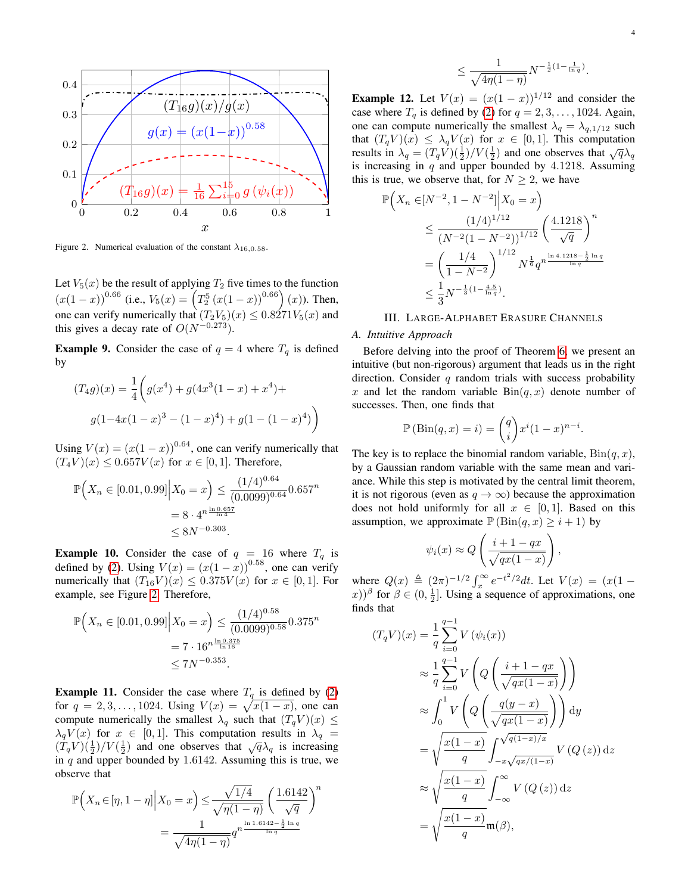Figure 2. Numerical evaluation of the constant $\lambda_{16,0.58}$.

Let $V_5(x)$ be the result of applying $T_2$ five times to the function $(x(1-x))^{0.66}$ (i.e., $V_5(x) = \left(T_2^5\left(x(1-x)\right)^{0.66}\right)(x)$). Then, one can verify numerically that $(T_2V_5)(x) \leq 0.8271 V_5(x)$ and this gives a decay rate of $O(N^{-0.273})$.

**Example 9.** Consider the case of $q=4$ where $T_q$ is defined by

$$(T_4 g)(x) = \frac{1}{4}\bigg(g(x^4) + g(4x^3(1-x)+x^4) + \\ g(1-4x(1-x)^3 - (1-x)^4) + g(1-(1-x)^4)\bigg)$$

Using $V(x) = (x(1-x))^{0.64}$, one can verify numerically that $(T_4V)(x) \leq 0.657 V(x)$ for $x\in[0,1]$. Therefore,

$$\begin{aligned}\mathbb{P}\Big(X_n \in [0.01, 0.99]\Big| X_0 = x\Big) &\leq \frac{(1/4)^{0.64}}{(0.0099)^{0.64}} 0.657^n \\ &= 8 \cdot 4^{n\frac{\ln 0.657}{\ln 4}} \\ &\leq 8N^{-0.303}.\end{aligned}$$

**Example 10.** Consider the case of $q=16$ where $T_q$ is defined by (2). Using $V(x)=(x(1-x))^{0.58}$, one can verify numerically that $(T_{16}V)(x) \leq 0.375 V(x)$ for $x\in[0,1]$. For example, see Figure 2. Therefore,

$$\begin{aligned}\mathbb{P}\Big(X_n \in [0.01, 0.99]\Big| X_0 = x\Big) &\leq \frac{(1/4)^{0.58}}{(0.0099)^{0.58}} 0.375^n \\ &= 7 \cdot 16^{n\frac{\ln 0.375}{\ln 16}} \\ &\leq 7N^{-0.353}.\end{aligned}$$

**Example 11.** Consider the case where $T_q$ is defined by (2) for $q=2,3,\ldots,1024$. Using $V(x)=\sqrt{x(1-x)}$, one can compute numerically the smallest $\lambda_q$ such that $(T_qV)(x) \leq \lambda_q V(x)$ for $x\in[0,1]$. This computation results in $\lambda_q = (T_qV)(\frac{1}{2})/V(\frac{1}{2})$ and one observes that $\sqrt{q}\lambda_q$ is increasing in $q$ and upper bounded by 1.6142. Assuming this is true, we observe that

$$\begin{aligned}\mathbb{P}\Big(X_n \in [\eta, 1-\eta]\Big| X_0 = x\Big) &\leq \frac{\sqrt{1/4}}{\sqrt{\eta(1-\eta)}}\left(\frac{1.6142}{\sqrt{q}}\right)^n \\ &= \frac{1}{\sqrt{4\eta(1-\eta)}} q^{n\frac{\ln 1.6142 - \frac{1}{2}\ln q}{\ln q}} \\ &\leq \frac{1}{\sqrt{4\eta(1-\eta)}} N^{-\frac{1}{2}\left(1-\frac{1}{\ln q}\right)}.\end{aligned}$$

**Example 12.** Let $V(x) = (x(1-x))^{1/12}$ and consider the case where $T_q$ is defined by (2) for $q=2,3,\ldots,1024$. Again, one can compute numerically the smallest $\lambda_q = \lambda_{q,1/12}$ such that $(T_qV)(x) \leq \lambda_q V(x)$ for $x\in[0,1]$. This computation results in $\lambda_q = (T_qV)(\frac{1}{2})/V(\frac{1}{2})$ and one observes that $\sqrt{q}\lambda_q$ is increasing in $q$ and upper bounded by 4.1218. Assuming this is true, we observe that, for $N\geq 2$, we have

$$\begin{aligned}\mathbb{P}\Big(X_n \in [N^{-2}, 1-N^{-2}]\Big| X_0 = x\Big) &\leq \frac{(1/4)^{1/12}}{(N^{-2}(1-N^{-2}))^{1/12}}\left(\frac{4.1218}{\sqrt{q}}\right)^n \\ &= \left(\frac{1/4}{1-N^{-2}}\right)^{1/12} N^{\frac{1}{6}} q^{n\frac{\ln 4.1218 - \frac{1}{2}\ln q}{\ln q}} \\ &\leq \frac{1}{3} N^{-\frac{1}{3}\left(1-\frac{4.5}{\ln q}\right)}.\end{aligned}$$

## III. Large-Alphabet Erasure Channels

### A. Intuitive Approach

Before delving into the proof of Theorem 6, we present an intuitive (but non-rigorous) argument that leads us in the right direction. Consider $q$ random trials with success probability $x$ and let the random variable $\text{Bin}(q,x)$ denote number of successes. Then, one finds that

$$\mathbb{P}\left(\text{Bin}(q,x) = i\right) = \binom{q}{i} x^i (1-x)^{n-i}.$$

The key is to replace the binomial random variable, $\text{Bin}(q,x)$, by a Gaussian random variable with the same mean and variance. While this step is motivated by the central limit theorem, it is not rigorous (even as $q\to\infty$) because the approximation does not hold uniformly for all $x\in[0,1]$. Based on this assumption, we approximate $\mathbb{P}\left(\text{Bin}(q,x) \geq i+1\right)$ by

$$\psi_i(x) \approx Q\left(\frac{i+1-qx}{\sqrt{qx(1-x)}}\right),$$

where $Q(x) \triangleq (2\pi)^{-1/2}\int_x^\infty e^{-t^2/2}dt$. Let $V(x) = (x(1-x))^\beta$ for $\beta \in (0, \frac{1}{2}]$. Using a sequence of approximations, one finds that

$$\begin{aligned}(T_qV)(x) &= \frac{1}{q}\sum_{i=0}^{q-1} V\left(\psi_i(x)\right) \\ &\approx \frac{1}{q}\sum_{i=0}^{q-1} V\left(Q\left(\frac{i+1-qx}{\sqrt{qx(1-x)}}\right)\right) \\ &\approx \int_0^1 V\left(Q\left(\frac{q(y-x)}{\sqrt{qx(1-x)}}\right)\right)\mathrm{d}y \\ &= \sqrt{\frac{x(1-x)}{q}}\int_{-x\sqrt{qx/(1-x)}}^{\sqrt{q(1-x)/x}} V\left(Q\left(z\right)\right)\mathrm{d}z \\ &\approx \sqrt{\frac{x(1-x)}{q}}\int_{-\infty}^{\infty} V\left(Q\left(z\right)\right)\mathrm{d}z \\ &= \sqrt{\frac{x(1-x)}{q}}\,\mathfrak{m}(\beta),\end{aligned}$$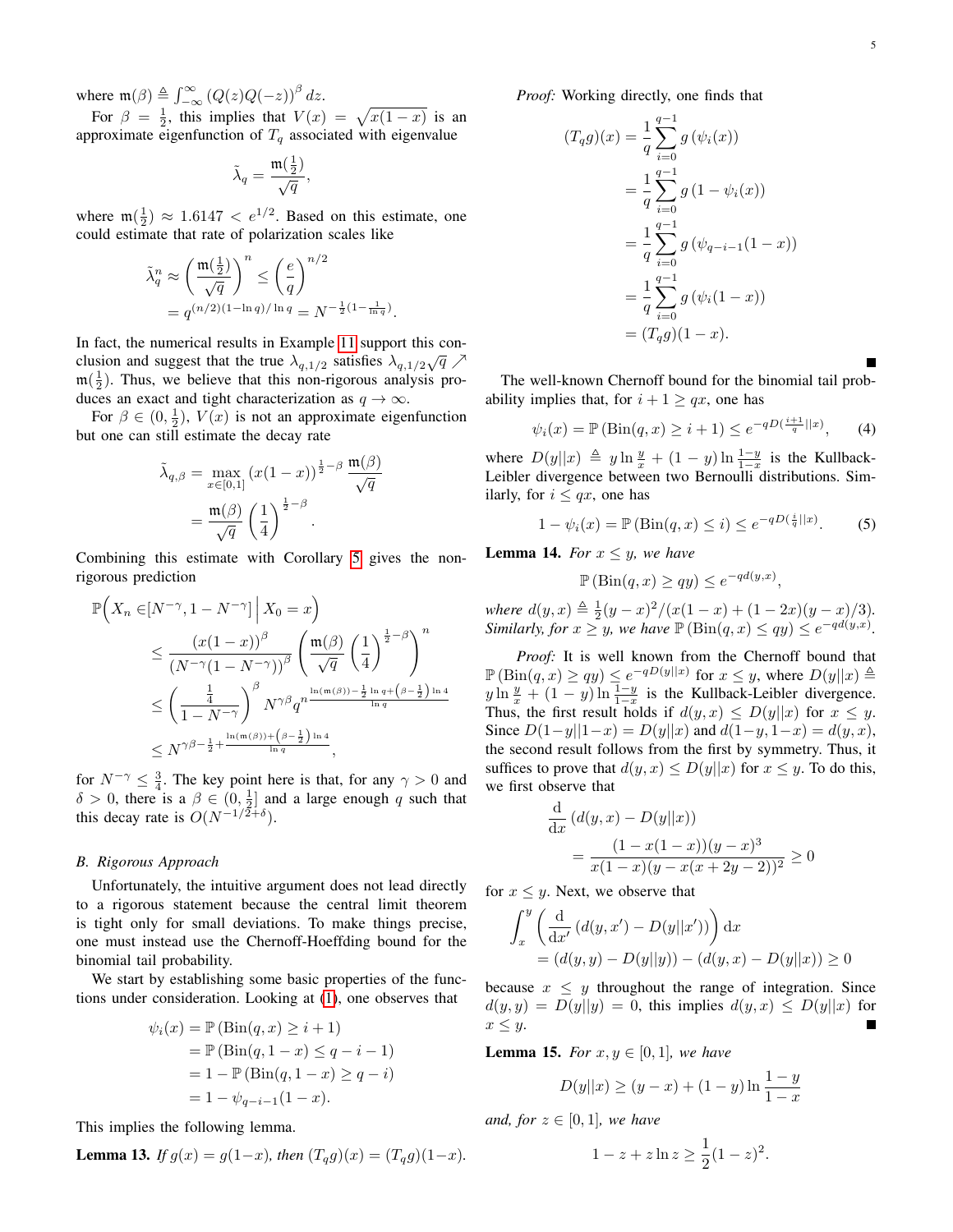where $\mathfrak{m}(\beta) \triangleq \int_{-\infty}^{\infty} (Q(z)Q(-z))^\beta \, dz$.

For $\beta = \frac{1}{2}$, this implies that $V(x) = \sqrt{x(1-x)}$ is an approximate eigenfunction of $T_q$ associated with eigenvalue

$$\tilde{\lambda}_q = \frac{\mathfrak{m}(\frac{1}{2})}{\sqrt{q}},$$

where $\mathfrak{m}(\frac{1}{2}) \approx 1.6147 < e^{1/2}$. Based on this estimate, one could estimate that rate of polarization scales like

$$\tilde{\lambda}_q^n \approx \left(\frac{\mathfrak{m}(\frac{1}{2})}{\sqrt{q}}\right)^n \leq \left(\frac{e}{q}\right)^{n/2}$$
$$= q^{(n/2)(1-\ln q)/\ln q} = N^{-\frac{1}{2}(1-\frac{1}{\ln q})}.$$

In fact, the numerical results in Example 11 support this conclusion and suggest that the true $\lambda_{q,1/2}$ satisfies $\lambda_{q,1/2}\sqrt{q} \nearrow \mathfrak{m}(\frac{1}{2})$. Thus, we believe that this non-rigorous analysis produces an exact and tight characterization as $q \to \infty$.

For $\beta \in (0, \frac{1}{2})$, $V(x)$ is not an approximate eigenfunction but one can still estimate the decay rate

$$\tilde{\lambda}_{q,\beta} = \max_{x\in[0,1]} (x(1-x))^{\frac{1}{2}-\beta} \frac{\mathfrak{m}(\beta)}{\sqrt{q}}$$
$$= \frac{\mathfrak{m}(\beta)}{\sqrt{q}} \left(\frac{1}{4}\right)^{\frac{1}{2}-\beta}.$$

Combining this estimate with Corollary 5 gives the non-rigorous prediction

$$\begin{aligned}
\mathbb{P}\Big(X_n \in & [N^{-\gamma}, 1-N^{-\gamma}] \,\Big|\, X_0 = x\Big) \\
&\leq \frac{(x(1-x))^\beta}{(N^{-\gamma}(1-N^{-\gamma}))^\beta} \left(\frac{\mathfrak{m}(\beta)}{\sqrt{q}} \left(\frac{1}{4}\right)^{\frac{1}{2}-\beta}\right)^n \\
&\leq \left(\frac{\frac{1}{4}}{1-N^{-\gamma}}\right)^\beta N^{\gamma\beta} q^{n\frac{\ln(\mathfrak{m}(\beta)) - \frac{1}{2}\ln q + \left(\beta - \frac{1}{2}\right)\ln 4}{\ln q}} \\
&\leq N^{\gamma\beta - \frac{1}{2} + \frac{\ln(\mathfrak{m}(\beta)) + \left(\beta-\frac{1}{2}\right)\ln 4}{\ln q}},
\end{aligned}$$

for $N^{-\gamma} \leq \frac{3}{4}$. The key point here is that, for any $\gamma > 0$ and $\delta > 0$, there is a $\beta \in (0, \frac{1}{2}]$ and a large enough $q$ such that this decay rate is $O(N^{-1/2+\delta})$.

### B. Rigorous Approach

Unfortunately, the intuitive argument does not lead directly to a rigorous statement because the central limit theorem is tight only for small deviations. To make things precise, one must instead use the Chernoff-Hoeffding bound for the binomial tail probability.

We start by establishing some basic properties of the functions under consideration. Looking at (1), one observes that

$$\begin{aligned}
\psi_i(x) &= \mathbb{P}(\mathrm{Bin}(q,x) \geq i+1) \\
&= \mathbb{P}(\mathrm{Bin}(q,1-x) \leq q-i-1) \\
&= 1 - \mathbb{P}(\mathrm{Bin}(q,1-x) \geq q-i) \\
&= 1 - \psi_{q-i-1}(1-x).
\end{aligned}$$

This implies the following lemma.

**Lemma 13.** *If $g(x) = g(1-x)$, then $(T_q g)(x) = (T_q g)(1-x)$.*

*Proof:* Working directly, one finds that

$$\begin{aligned}
(T_q g)(x) &= \frac{1}{q}\sum_{i=0}^{q-1} g(\psi_i(x)) \\
&= \frac{1}{q}\sum_{i=0}^{q-1} g(1-\psi_i(x)) \\
&= \frac{1}{q}\sum_{i=0}^{q-1} g(\psi_{q-i-1}(1-x)) \\
&= \frac{1}{q}\sum_{i=0}^{q-1} g(\psi_i(1-x)) \\
&= (T_q g)(1-x).
\end{aligned}$$

■

The well-known Chernoff bound for the binomial tail probability implies that, for $i+1 \geq qx$, one has

$$\psi_i(x) = \mathbb{P}(\mathrm{Bin}(q,x) \geq i+1) \leq e^{-qD(\frac{i+1}{q}||x)}, \qquad (4)$$

where $D(y||x) \triangleq y \ln\frac{y}{x} + (1-y)\ln\frac{1-y}{1-x}$ is the Kullback-Leibler divergence between two Bernoulli distributions. Similarly, for $i \leq qx$, one has

$$1 - \psi_i(x) = \mathbb{P}(\mathrm{Bin}(q,x) \leq i) \leq e^{-qD(\frac{i}{q}||x)}. \qquad (5)$$

**Lemma 14.** *For $x \leq y$, we have*

$$\mathbb{P}(\mathrm{Bin}(q,x) \geq qy) \leq e^{-qd(y,x)},$$

*where $d(y,x) \triangleq \frac{1}{2}(y-x)^2/(x(1-x) + (1-2x)(y-x)/3)$. Similarly, for $x \geq y$, we have $\mathbb{P}(\mathrm{Bin}(q,x) \leq qy) \leq e^{-qd(y,x)}$.*

*Proof:* It is well known from the Chernoff bound that $\mathbb{P}(\mathrm{Bin}(q,x) \geq qy) \leq e^{-qD(y||x)}$ for $x \leq y$, where $D(y||x) \triangleq y\ln\frac{y}{x} + (1-y)\ln\frac{1-y}{1-x}$ is the Kullback-Leibler divergence. Thus, the first result holds if $d(y,x) \leq D(y||x)$ for $x \leq y$. Since $D(1-y||1-x) = D(y||x)$ and $d(1-y,1-x) = d(y,x)$, the second result follows from the first by symmetry. Thus, it suffices to prove that $d(y,x) \leq D(y||x)$ for $x \leq y$. To do this, we first observe that

$$\begin{aligned}
&\frac{\mathrm{d}}{\mathrm{d}x}\left(d(y,x) - D(y||x)\right) \\
&\qquad = \frac{(1-x(1-x))(y-x)^3}{x(1-x)(y-x(x+2y-2))^2} \geq 0
\end{aligned}$$

for $x \leq y$. Next, we observe that

$$\begin{aligned}
&\int_x^y \left(\frac{\mathrm{d}}{\mathrm{d}x'}\left(d(y,x') - D(y||x')\right)\right) \mathrm{d}x \\
&\qquad = (d(y,y) - D(y||y)) - (d(y,x) - D(y||x)) \geq 0
\end{aligned}$$

because $x \leq y$ throughout the range of integration. Since $d(y,y) = D(y||y) = 0$, this implies $d(y,x) \leq D(y||x)$ for $x \leq y$. ■

**Lemma 15.** *For $x, y \in [0,1]$, we have*

$$D(y||x) \geq (y-x) + (1-y)\ln\frac{1-y}{1-x}$$

*and, for $z \in [0,1]$, we have*

$$1 - z + z\ln z \geq \frac{1}{2}(1-z)^2.$$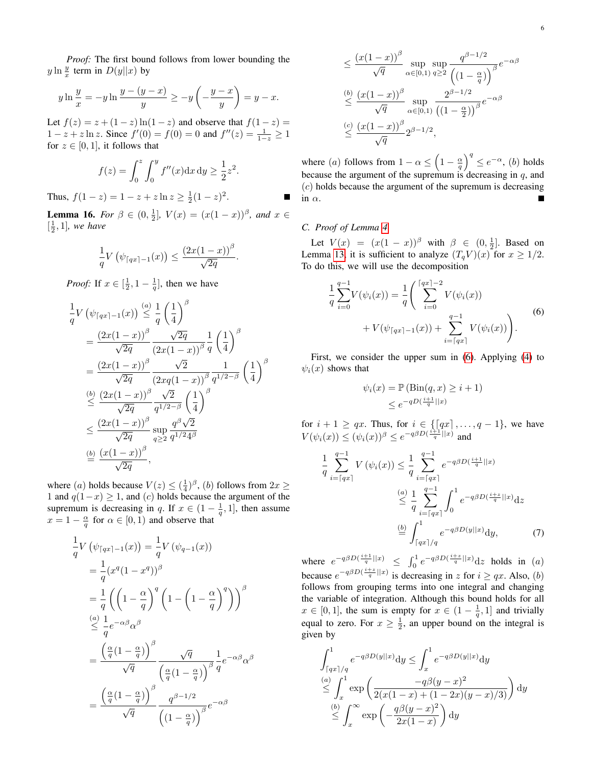*Proof:* The first bound follows from lower bounding the $y \ln \frac{y}{x}$ term in $D(y||x)$ by

$$y \ln \frac{y}{x} = -y \ln \frac{y-(y-x)}{y} \geq -y\left(-\frac{y-x}{y}\right) = y - x.$$

Let $f(z) = z + (1-z)\ln(1-z)$ and observe that $f(1-z) = 1 - z + z \ln z$. Since $f'(0) = f(0) = 0$ and $f''(z) = \frac{1}{1-z} \geq 1$ for $z \in [0,1]$, it follows that

$$f(z) = \int_0^z \int_0^y f''(x) \mathrm{d}x \, \mathrm{d}y \geq \frac{1}{2} z^2.$$

Thus, $f(1-z) = 1 - z + z \ln z \geq \frac{1}{2}(1-z)^2$. ∎

**Lemma 16.** *For $\beta \in (0, \frac{1}{2}]$, $V(x) = (x(1-x))^\beta$, and $x \in [\frac{1}{2}, 1]$, we have*

$$\frac{1}{q} V\left(\psi_{\lceil qx \rceil - 1}(x)\right) \leq \frac{(2x(1-x))^\beta}{\sqrt{2q}}.$$

*Proof:* If $x \in [\frac{1}{2}, 1 - \frac{1}{q}]$, then we have

$$\begin{aligned}
\frac{1}{q} V\left(\psi_{\lceil qx \rceil - 1}(x)\right) &\overset{(a)}{\leq} \frac{1}{q}\left(\frac{1}{4}\right)^\beta \\
&= \frac{(2x(1-x))^\beta}{\sqrt{2q}} \frac{\sqrt{2q}}{(2x(1-x))^\beta} \frac{1}{q}\left(\frac{1}{4}\right)^\beta \\
&= \frac{(2x(1-x))^\beta}{\sqrt{2q}} \frac{\sqrt{2}}{(2xq(1-x))^\beta} \frac{1}{q^{1/2-\beta}}\left(\frac{1}{4}\right)^\beta \\
&\overset{(b)}{\leq} \frac{(2x(1-x))^\beta}{\sqrt{2q}} \frac{\sqrt{2}}{q^{1/2-\beta}}\left(\frac{1}{4}\right)^\beta \\
&\leq \frac{(2x(1-x))^\beta}{\sqrt{2q}} \sup_{q \geq 2} \frac{q^\beta \sqrt{2}}{q^{1/2} 4^\beta} \\
&\overset{(b)}{=} \frac{(x(1-x))^\beta}{\sqrt{2q}},
\end{aligned}$$

where $(a)$ holds because $V(z) \leq (\frac{1}{4})^\beta$, $(b)$ follows from $2x \geq 1$ and $q(1-x) \geq 1$, and $(c)$ holds because the argument of the supremum is decreasing in $q$. If $x \in (1 - \frac{1}{q}, 1]$, then assume $x = 1 - \frac{\alpha}{q}$ for $\alpha \in [0, 1)$ and observe that

$$\begin{aligned}
\frac{1}{q} V\left(\psi_{\lceil qx \rceil - 1}(x)\right) &= \frac{1}{q} V\left(\psi_{q-1}(x)\right) \\
&= \frac{1}{q}(x^q(1-x^q))^\beta \\
&= \frac{1}{q}\left(\left(1 - \frac{\alpha}{q}\right)^q \left(1 - \left(1 - \frac{\alpha}{q}\right)^q\right)\right)^\beta \\
&\overset{(a)}{\leq} \frac{1}{q} e^{-\alpha\beta} \alpha^\beta \\
&= \frac{\left(\frac{\alpha}{q}(1 - \frac{\alpha}{q})\right)^\beta}{\sqrt{q}} \frac{\sqrt{q}}{\left(\frac{\alpha}{q}(1 - \frac{\alpha}{q})\right)^\beta} \frac{1}{q} e^{-\alpha\beta} \alpha^\beta \\
&= \frac{\left(\frac{\alpha}{q}(1 - \frac{\alpha}{q})\right)^\beta}{\sqrt{q}} \frac{q^{\beta - 1/2}}{\left((1 - \frac{\alpha}{q})\right)^\beta} e^{-\alpha\beta} \\
&\leq \frac{(x(1-x))^\beta}{\sqrt{q}} \sup_{\alpha \in [0,1)} \sup_{q \geq 2} \frac{q^{\beta - 1/2}}{\left((1 - \frac{\alpha}{q})\right)^\beta} e^{-\alpha\beta} \\
&\overset{(b)}{\leq} \frac{(x(1-x))^\beta}{\sqrt{q}} \sup_{\alpha \in [0,1)} \frac{2^{\beta - 1/2}}{\left((1 - \frac{\alpha}{2})\right)^\beta} e^{-\alpha\beta} \\
&\overset{(c)}{\leq} \frac{(x(1-x))^\beta}{\sqrt{q}} 2^{\beta - 1/2},
\end{aligned}$$

where $(a)$ follows from $1 - \alpha \leq \left(1 - \frac{\alpha}{q}\right)^q \leq e^{-\alpha}$, $(b)$ holds because the argument of the supremum is decreasing in $q$, and $(c)$ holds because the argument of the supremum is decreasing in $\alpha$. ∎

### C. Proof of Lemma 4

Let $V(x) = (x(1-x))^\beta$ with $\beta \in (0, \frac{1}{2}]$. Based on Lemma 13, it is sufficient to analyze $(T_q V)(x)$ for $x \geq 1/2$. To do this, we will use the decomposition

$$\begin{aligned}
\frac{1}{q}\sum_{i=0}^{q-1} V(\psi_i(x)) = \frac{1}{q}\Bigg(&\sum_{i=0}^{\lceil qx \rceil - 2} V(\psi_i(x)) \\
&+ V(\psi_{\lceil qx \rceil - 1}(x)) + \sum_{i=\lceil qx \rceil}^{q-1} V(\psi_i(x))\Bigg).
\end{aligned} \tag{6}$$

First, we consider the upper sum in (6). Applying (4) to $\psi_i(x)$ shows that

$$\begin{aligned}
\psi_i(x) &= \mathbb{P}\left(\mathrm{Bin}(q, x) \geq i + 1\right) \\
&\leq e^{-qD(\frac{i+1}{q}||x)}
\end{aligned}$$

for $i + 1 \geq qx$. Thus, for $i \in \{\lceil qx \rceil, \ldots, q-1\}$, we have $V(\psi_i(x)) \leq (\psi_i(x))^\beta \leq e^{-q\beta D(\frac{i+1}{q}||x)}$ and

$$\begin{aligned}
\frac{1}{q}\sum_{i=\lceil qx \rceil}^{q-1} V\left(\psi_i(x)\right) &\leq \frac{1}{q}\sum_{i=\lceil qx \rceil}^{q-1} e^{-q\beta D(\frac{i+1}{q}||x)} \\
&\overset{(a)}{\leq} \frac{1}{q}\sum_{i=\lceil qx \rceil}^{q-1} \int_0^1 e^{-q\beta D(\frac{i+z}{q}||x)} \mathrm{d}z \\
&\overset{(b)}{=} \int_{\lceil qx \rceil / q}^1 e^{-q\beta D(y||x)} \mathrm{d}y,
\end{aligned} \tag{7}$$

where $e^{-q\beta D(\frac{i+1}{q}||x)} \leq \int_0^1 e^{-q\beta D(\frac{i+z}{q}||x)} \mathrm{d}z$ holds in $(a)$ because $e^{-q\beta D(\frac{i+z}{q}||x)}$ is decreasing in $z$ for $i \geq qx$. Also, $(b)$ follows from grouping terms into one integral and changing the variable of integration. Although this bound holds for all $x \in [0, 1]$, the sum is empty for $x \in (1 - \frac{1}{q}, 1]$ and trivially equal to zero. For $x \geq \frac{1}{2}$, an upper bound on the integral is given by

$$\begin{aligned}
\int_{\lceil qx \rceil / q}^1 e^{-q\beta D(y||x)} \mathrm{d}y &\leq \int_x^1 e^{-q\beta D(y||x)} \mathrm{d}y \\
&\overset{(a)}{\leq} \int_x^1 \exp\left(\frac{-q\beta(y-x)^2}{2(x(1-x) + (1-2x)(y-x)/3)}\right) \mathrm{d}y \\
&\overset{(b)}{\leq} \int_x^\infty \exp\left(-\frac{q\beta(y-x)^2}{2x(1-x)}\right) \mathrm{d}y
\end{aligned}$$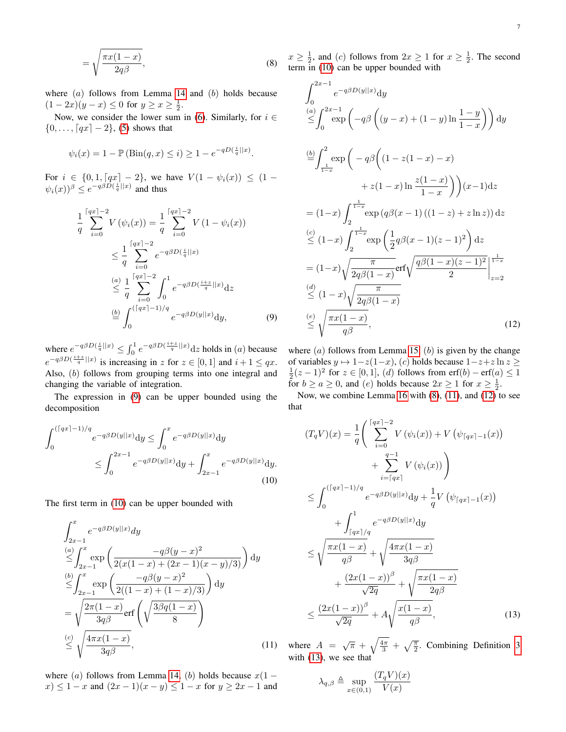$$= \sqrt{\frac{\pi x(1-x)}{2q\beta}}, \tag{8}$$

where $(a)$ follows from Lemma 14 and $(b)$ holds because $(1-2x)(y-x) \leq 0$ for $y \geq x \geq \frac{1}{2}$.

Now, we consider the lower sum in (6). Similarly, for $i \in \{0, \dots, \lceil qx \rceil - 2\}$, (5) shows that

$$\psi_i(x) = 1 - \mathbb{P}\left(\text{Bin}(q,x) \leq i\right) \geq 1 - e^{-qD(\frac{i}{q}||x)}.$$

For $i \in \{0, 1, \lceil qx \rceil - 2\}$, we have $V(1-\psi_i(x)) \leq (1-\psi_i(x))^\beta \leq e^{-q\beta D(\frac{i}{q}||x)}$ and thus

$$\begin{aligned}
\frac{1}{q}\sum_{i=0}^{\lceil qx \rceil - 2} V\left(\psi_i(x)\right) &= \frac{1}{q}\sum_{i=0}^{\lceil qx \rceil - 2} V\left(1-\psi_i(x)\right) \\
&\leq \frac{1}{q}\sum_{i=0}^{\lceil qx \rceil - 2} e^{-q\beta D(\frac{i}{q}||x)} \\
&\overset{(a)}{\leq} \frac{1}{q}\sum_{i=0}^{\lceil qx \rceil - 2} \int_0^1 e^{-q\beta D(\frac{i+z}{q}||x)} \mathrm{d}z \\
&\overset{(b)}{=} \int_0^{(\lceil qx \rceil - 1)/q} e^{-q\beta D(y||x)} \mathrm{d}y,
\end{aligned} \tag{9}$$

where $e^{-q\beta D(\frac{i}{q}||x)} \leq \int_0^1 e^{-q\beta D(\frac{i+z}{q}||x)} \mathrm{d}z$ holds in $(a)$ because $e^{-q\beta D(\frac{i+z}{q}||x)}$ is increasing in $z$ for $z \in [0,1]$ and $i+1 \leq qx$. Also, $(b)$ follows from grouping terms into one integral and changing the variable of integration.

The expression in (9) can be upper bounded using the decomposition

$$\begin{aligned}
\int_0^{(\lceil qx \rceil - 1)/q} e^{-q\beta D(y||x)} \mathrm{d}y &\leq \int_0^x e^{-q\beta D(y||x)} \mathrm{d}y \\
&\leq \int_0^{2x-1} e^{-q\beta D(y||x)} \mathrm{d}y + \int_{2x-1}^x e^{-q\beta D(y||x)} \mathrm{d}y.
\end{aligned} \tag{10}$$

The first term in (10) can be upper bounded with

$$\begin{aligned}
&\int_{2x-1}^x e^{-q\beta D(y||x)} dy \\
&\overset{(a)}{\leq} \int_{2x-1}^x \exp\left(\frac{-q\beta(y-x)^2}{2(x(1-x) + (2x-1)(x-y)/3)}\right) \mathrm{d}y \\
&\overset{(b)}{\leq} \int_{2x-1}^x \exp\left(\frac{-q\beta(y-x)^2}{2((1-x)+(1-x)/3)}\right) \mathrm{d}y \\
&= \sqrt{\frac{2\pi(1-x)}{3q\beta}} \operatorname{erf}\left(\sqrt{\frac{3\beta q(1-x)}{8}}\right) \\
&\overset{(c)}{\leq} \sqrt{\frac{4\pi x(1-x)}{3q\beta}},
\end{aligned} \tag{11}$$

where $(a)$ follows from Lemma 14, $(b)$ holds because $x(1-x) \leq 1-x$ and $(2x-1)(x-y) \leq 1-x$ for $y \geq 2x-1$ and $x \geq \frac{1}{2}$, and $(c)$ follows from $2x \geq 1$ for $x \geq \frac{1}{2}$. The second term in (10) can be upper bounded with

$$\begin{aligned}
&\int_0^{2x-1} e^{-q\beta D(y||x)} \mathrm{d}y \\
&\overset{(a)}{\leq} \int_0^{2x-1} \exp\left(-q\beta\left((y-x) + (1-y)\ln\frac{1-y}{1-x}\right)\right) \mathrm{d}y \\
&\overset{(b)}{=} \int_{\frac{1}{1-x}}^2 \exp\bigg(-q\beta\Big((1-z(1-x)-x) \\
&\qquad + z(1-x)\ln\frac{z(1-x)}{1-x}\Big)\bigg)(x-1)\mathrm{d}z \\
&= (1-x)\int_2^{\frac{1}{1-x}} \exp\left(q\beta(x-1)\left((1-z)+z\ln z\right)\right) \mathrm{d}z \\
&\overset{(c)}{\leq} (1-x)\int_2^{\frac{1}{1-x}} \exp\left(\frac{1}{2}q\beta(x-1)(z-1)^2\right) \mathrm{d}z \\
&= (1-x)\sqrt{\frac{\pi}{2q\beta(1-x)}} \operatorname{erf}\sqrt{\frac{q\beta(1-x)(z-1)^2}{2}}\Bigg|_{z=2}^{\frac{1}{1-x}} \\
&\overset{(d)}{\leq} (1-x)\sqrt{\frac{\pi}{2q\beta(1-x)}} \\
&\overset{(e)}{\leq} \sqrt{\frac{\pi x(1-x)}{q\beta}},
\end{aligned} \tag{12}$$

where $(a)$ follows from Lemma 15, $(b)$ is given by the change of variables $y \mapsto 1-z(1-x)$, $(c)$ holds because $1-z+z\ln z \geq \frac{1}{2}(z-1)^2$ for $z \in [0,1]$, $(d)$ follows from $\operatorname{erf}(b) - \operatorname{erf}(a) \leq 1$ for $b \geq a \geq 0$, and $(e)$ holds because $2x \geq 1$ for $x \geq \frac{1}{2}$.

Now, we combine Lemma 16 with (8), (11), and (12) to see that

$$\begin{aligned}
(T_q V)(x) &= \frac{1}{q}\Bigg(\sum_{i=0}^{\lceil qx \rceil - 2} V\left(\psi_i(x)\right) + V\left(\psi_{\lceil qx \rceil - 1}(x)\right) \\
&\qquad + \sum_{i=\lceil qx \rceil}^{q-1} V\left(\psi_i(x)\right)\Bigg) \\
&\leq \int_0^{(\lceil qx \rceil - 1)/q} e^{-q\beta D(y||x)} \mathrm{d}y + \frac{1}{q}V\left(\psi_{\lceil qx \rceil - 1}(x)\right) \\
&\qquad + \int_{\lceil qx \rceil/q}^1 e^{-q\beta D(y||x)} \mathrm{d}y \\
&\leq \sqrt{\frac{\pi x(1-x)}{q\beta}} + \sqrt{\frac{4\pi x(1-x)}{3q\beta}} \\
&\qquad + \frac{(2x(1-x))^\beta}{\sqrt{2q}} + \sqrt{\frac{\pi x(1-x)}{2q\beta}} \\
&\leq \frac{(2x(1-x))^\beta}{\sqrt{2q}} + A\sqrt{\frac{x(1-x)}{q\beta}},
\end{aligned} \tag{13}$$

where $A = \sqrt{\pi} + \sqrt{\frac{4\pi}{3}} + \sqrt{\frac{\pi}{2}}$. Combining Definition 3 with (13), we see that

$$\lambda_{q,\beta} \triangleq \sup_{x \in (0,1)} \frac{(T_q V)(x)}{V(x)}$$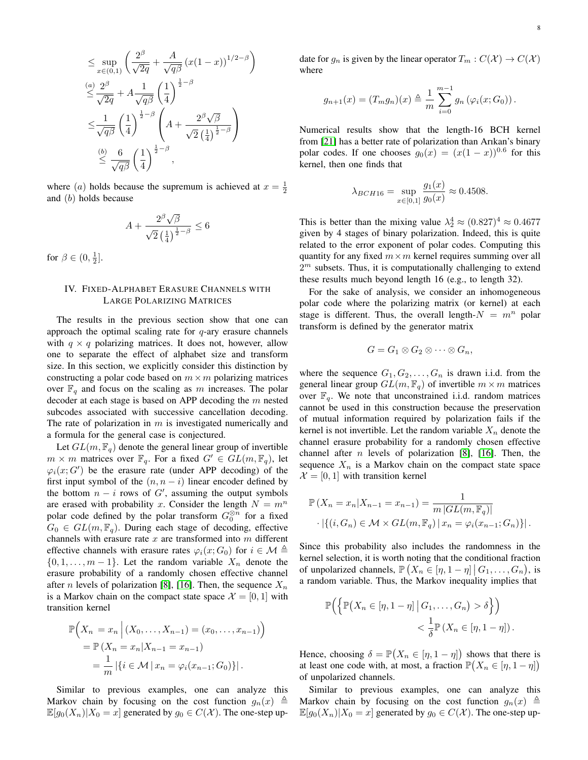$$
\begin{aligned}
&\leq \sup_{x\in(0,1)} \left( \frac{2^{\beta}}{\sqrt{2q}} + \frac{A}{\sqrt{q\beta}} \left(x(1-x)\right)^{1/2-\beta} \right) \\
&\overset{(a)}{\leq} \frac{2^{\beta}}{\sqrt{2q}} + A\frac{1}{\sqrt{q\beta}} \left(\frac{1}{4}\right)^{\frac{1}{2}-\beta} \\
&\leq \frac{1}{\sqrt{q\beta}} \left(\frac{1}{4}\right)^{\frac{1}{2}-\beta} \left( A + \frac{2^{\beta}\sqrt{\beta}}{\sqrt{2}\left(\frac{1}{4}\right)^{\frac{1}{2}-\beta}} \right) \\
&\overset{(b)}{\leq} \frac{6}{\sqrt{q\beta}} \left(\frac{1}{4}\right)^{\frac{1}{2}-\beta},
\end{aligned}
$$

where $(a)$ holds because the supremum is achieved at $x = \frac{1}{2}$ and $(b)$ holds because

$$
A + \frac{2^{\beta}\sqrt{\beta}}{\sqrt{2}\left(\frac{1}{4}\right)^{\frac{1}{2}-\beta}} \leq 6
$$

for $\beta \in (0, \frac{1}{2}]$.

## IV. Fixed-Alphabet Erasure Channels with Large Polarizing Matrices

The results in the previous section show that one can approach the optimal scaling rate for $q$-ary erasure channels with $q \times q$ polarizing matrices. It does not, however, allow one to separate the effect of alphabet size and transform size. In this section, we explicitly consider this distinction by constructing a polar code based on $m \times m$ polarizing matrices over $\mathbb{F}_q$ and focus on the scaling as $m$ increases. The polar decoder at each stage is based on APP decoding the $m$ nested subcodes associated with successive cancellation decoding. The rate of polarization in $m$ is investigated numerically and a formula for the general case is conjectured.

Let $GL(m, \mathbb{F}_q)$ denote the general linear group of invertible $m \times m$ matrices over $\mathbb{F}_q$. For a fixed $G' \in GL(m, \mathbb{F}_q)$, let $\varphi_i(x; G')$ be the erasure rate (under APP decoding) of the first input symbol of the $(n, n-i)$ linear encoder defined by the bottom $n-i$ rows of $G'$, assuming the output symbols are erased with probability $x$. Consider the length $N = m^n$ polar code defined by the polar transform $G_0^{\otimes n}$ for a fixed $G_0 \in GL(m, \mathbb{F}_q)$. During each stage of decoding, effective channels with erasure rate $x$ are transformed into $m$ different effective channels with erasure rates $\varphi_i(x; G_0)$ for $i \in \mathcal{M} \triangleq \{0, 1, \ldots, m-1\}$. Let the random variable $X_n$ denote the erasure probability of a randomly chosen effective channel after $n$ levels of polarization [8], [16]. Then, the sequence $X_n$ is a Markov chain on the compact state space $\mathcal{X} = [0, 1]$ with transition kernel

$$
\begin{aligned}
&\mathbb{P}\Big(X_n = x_n \,\Big|\, (X_0, \ldots, X_{n-1}) = (x_0, \ldots, x_{n-1})\Big) \\
&= \mathbb{P}\left(X_n = x_n | X_{n-1} = x_{n-1}\right) \\
&= \frac{1}{m} \left|\{ i \in \mathcal{M} \,|\, x_n = \varphi_i(x_{n-1}; G_0)\}\right|.
\end{aligned}
$$

Similar to previous examples, one can analyze this Markov chain by focusing on the cost function $g_n(x) \triangleq \mathbb{E}[g_0(X_n)|X_0 = x]$ generated by $g_0 \in C(\mathcal{X})$. The one-step update for $g_n$ is given by the linear operator $T_m : C(\mathcal{X}) \to C(\mathcal{X})$ where

$$
g_{n+1}(x) = (T_m g_n)(x) \triangleq \frac{1}{m} \sum_{i=0}^{m-1} g_n\left(\varphi_i(x; G_0)\right).
$$

Numerical results show that the length-16 BCH kernel from [21] has a better rate of polarization than Arıkan's binary polar codes. If one chooses $g_0(x) = (x(1-x))^{0.6}$ for this kernel, then one finds that

$$
\lambda_{BCH16} = \sup_{x\in[0,1]} \frac{g_1(x)}{g_0(x)} \approx 0.4508.
$$

This is better than the mixing value $\lambda_2^4 \approx (0.827)^4 \approx 0.4677$ given by 4 stages of binary polarization. Indeed, this is quite related to the error exponent of polar codes. Computing this quantity for any fixed $m \times m$ kernel requires summing over all $2^m$ subsets. Thus, it is computationally challenging to extend these results much beyond length 16 (e.g., to length 32).

For the sake of analysis, we consider an inhomogeneous polar code where the polarizing matrix (or kernel) at each stage is different. Thus, the overall length-$N = m^n$ polar transform is defined by the generator matrix

$$
G = G_1 \otimes G_2 \otimes \cdots \otimes G_n,
$$

where the sequence $G_1, G_2, \ldots, G_n$ is drawn i.i.d. from the general linear group $GL(m, \mathbb{F}_q)$ of invertible $m \times m$ matrices over $\mathbb{F}_q$. We note that unconstrained i.i.d. random matrices cannot be used in this construction because the preservation of mutual information required by polarization fails if the kernel is not invertible. Let the random variable $X_n$ denote the channel erasure probability for a randomly chosen effective channel after $n$ levels of polarization [8], [16]. Then, the sequence $X_n$ is a Markov chain on the compact state space $\mathcal{X} = [0, 1]$ with transition kernel

$$
\begin{aligned}
&\mathbb{P}\left(X_n = x_n | X_{n-1} = x_{n-1}\right) = \frac{1}{m\left|GL(m, \mathbb{F}_q)\right|} \\
&\quad \cdot \left|\{(i, G_n) \in \mathcal{M} \times GL(m, \mathbb{F}_q) \,|\, x_n = \varphi_i(x_{n-1}; G_n)\}\right|.
\end{aligned}
$$

Since this probability also includes the randomness in the kernel selection, it is worth noting that the conditional fraction of unpolarized channels, $\mathbb{P}\big(X_n \in [\eta, 1-\eta] \,\big|\, G_1, \ldots, G_n\big)$, is a random variable. Thus, the Markov inequality implies that

$$
\begin{aligned}
&\mathbb{P}\Big(\Big\{\mathbb{P}\big(X_n \in [\eta, 1-\eta] \,\big|\, G_1, \ldots, G_n\big) > \delta\Big\}\Big) \\
&\qquad\qquad < \frac{1}{\delta} \mathbb{P}\left(X_n \in [\eta, 1-\eta]\right).
\end{aligned}
$$

Hence, choosing $\delta = \mathbb{P}\big(X_n \in [\eta, 1-\eta]\big)$ shows that there is at least one code with, at most, a fraction $\mathbb{P}\big(X_n \in [\eta, 1-\eta]\big)$ of unpolarized channels.

Similar to previous examples, one can analyze this Markov chain by focusing on the cost function $g_n(x) \triangleq \mathbb{E}[g_0(X_n)|X_0 = x]$ generated by $g_0 \in C(\mathcal{X})$. The one-step up-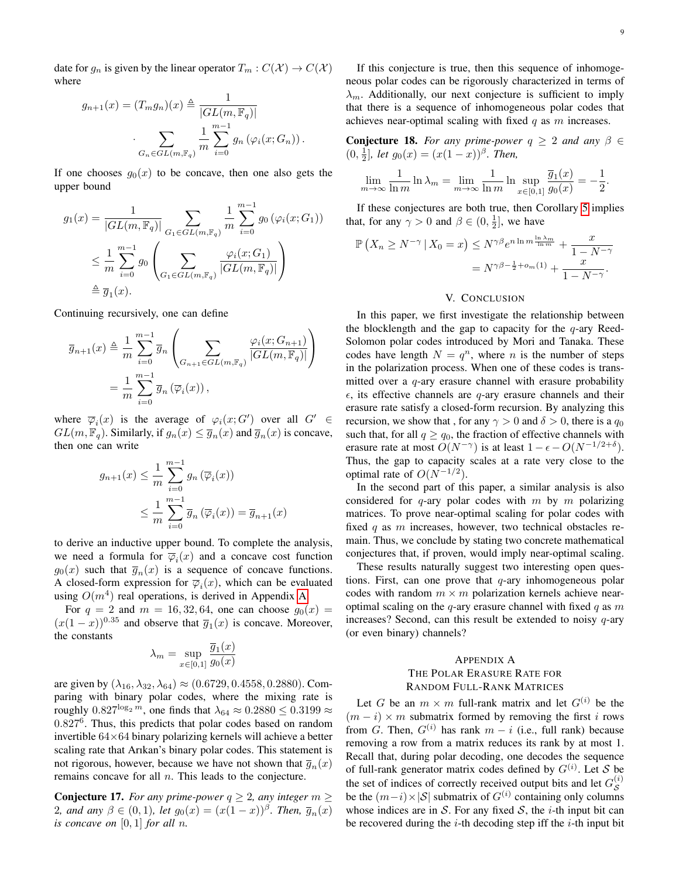date for $g_n$ is given by the linear operator $T_m : C(\mathcal{X}) \to C(\mathcal{X})$ where

$$g_{n+1}(x) = (T_m g_n)(x) \triangleq \frac{1}{|GL(m,\mathbb{F}_q)|} \cdot \sum_{G_n \in GL(m,\mathbb{F}_q)} \frac{1}{m} \sum_{i=0}^{m-1} g_n\left(\varphi_i(x;G_n)\right).$$

If one chooses $g_0(x)$ to be concave, then one also gets the upper bound

$$\begin{aligned} g_1(x) &= \frac{1}{|GL(m,\mathbb{F}_q)|} \sum_{G_1 \in GL(m,\mathbb{F}_q)} \frac{1}{m} \sum_{i=0}^{m-1} g_0\left(\varphi_i(x;G_1)\right) \\ &\leq \frac{1}{m} \sum_{i=0}^{m-1} g_0 \left( \sum_{G_1 \in GL(m,\mathbb{F}_q)} \frac{\varphi_i(x;G_1)}{|GL(m,\mathbb{F}_q)|} \right) \\ &\triangleq \overline{g}_1(x). \end{aligned}$$

Continuing recursively, one can define

$$\begin{aligned} \overline{g}_{n+1}(x) &\triangleq \frac{1}{m} \sum_{i=0}^{m-1} \overline{g}_n \left( \sum_{G_{n+1} \in GL(m,\mathbb{F}_q)} \frac{\varphi_i(x;G_{n+1})}{|GL(m,\mathbb{F}_q)|} \right) \\ &= \frac{1}{m} \sum_{i=0}^{m-1} \overline{g}_n\left(\overline{\varphi}_i(x)\right), \end{aligned}$$

where $\overline{\varphi}_i(x)$ is the average of $\varphi_i(x;G')$ over all $G' \in GL(m,\mathbb{F}_q)$. Similarly, if $g_n(x) \leq \overline{g}_n(x)$ and $\overline{g}_n(x)$ is concave, then one can write

$$\begin{aligned} g_{n+1}(x) &\leq \frac{1}{m} \sum_{i=0}^{m-1} g_n\left(\overline{\varphi}_i(x)\right) \\ &\leq \frac{1}{m} \sum_{i=0}^{m-1} \overline{g}_n\left(\overline{\varphi}_i(x)\right) = \overline{g}_{n+1}(x) \end{aligned}$$

to derive an inductive upper bound. To complete the analysis, we need a formula for $\overline{\varphi}_i(x)$ and a concave cost function $g_0(x)$ such that $\overline{g}_n(x)$ is a sequence of concave functions. A closed-form expression for $\overline{\varphi}_i(x)$, which can be evaluated using $O(m^4)$ real operations, is derived in Appendix A.

For $q = 2$ and $m = 16, 32, 64$, one can choose $g_0(x) = (x(1-x))^{0.35}$ and observe that $\overline{g}_1(x)$ is concave. Moreover, the constants

$$\lambda_m = \sup_{x\in[0,1]} \frac{\overline{g}_1(x)}{g_0(x)}$$

are given by $(\lambda_{16}, \lambda_{32}, \lambda_{64}) \approx (0.6729, 0.4558, 0.2880)$. Comparing with binary polar codes, where the mixing rate is roughly $0.827^{\log_2 m}$, one finds that $\lambda_{64} \approx 0.2880 \leq 0.3199 \approx 0.827^6$. Thus, this predicts that polar codes based on random invertible $64\times64$ binary polarizing kernels will achieve a better scaling rate that Arıkan's binary polar codes. This statement is not rigorous, however, because we have not shown that $\overline{g}_n(x)$ remains concave for all $n$. This leads to the conjecture.

**Conjecture 17.** *For any prime-power $q \geq 2$, any integer $m \geq 2$, and any $\beta \in (0,1)$, let $g_0(x) = (x(1-x))^\beta$. Then, $\overline{g}_n(x)$ is concave on $[0,1]$ for all $n$.*

If this conjecture is true, then this sequence of inhomogeneous polar codes can be rigorously characterized in terms of $\lambda_m$. Additionally, our next conjecture is sufficient to imply that there is a sequence of inhomogeneous polar codes that achieves near-optimal scaling with fixed $q$ as $m$ increases.

**Conjecture 18.** *For any prime-power $q \geq 2$ and any $\beta \in (0, \frac{1}{2}]$, let $g_0(x) = (x(1-x))^\beta$. Then,*

$$\lim_{m\to\infty} \frac{1}{\ln m} \ln \lambda_m = \lim_{m\to\infty} \frac{1}{\ln m} \ln \sup_{x\in[0,1]} \frac{\overline{g}_1(x)}{g_0(x)} = -\frac{1}{2}.$$

If these conjectures are both true, then Corollary 5 implies that, for any $\gamma > 0$ and $\beta \in (0, \frac{1}{2}]$, we have

$$\begin{aligned} \mathbb{P}\left(X_n \geq N^{-\gamma} \,|\, X_0 = x\right) &\leq N^{\gamma\beta} e^{n \ln m \frac{\ln \lambda_m}{\ln m}} + \frac{x}{1-N^{-\gamma}} \\ &= N^{\gamma\beta - \frac{1}{2} + o_m(1)} + \frac{x}{1-N^{-\gamma}}. \end{aligned}$$

## V. Conclusion

In this paper, we first investigate the relationship between the blocklength and the gap to capacity for the $q$-ary Reed-Solomon polar codes introduced by Mori and Tanaka. These codes have length $N = q^n$, where $n$ is the number of steps in the polarization process. When one of these codes is transmitted over a $q$-ary erasure channel with erasure probability $\epsilon$, its effective channels are $q$-ary erasure channels and their erasure rate satisfy a closed-form recursion. By analyzing this recursion, we show that , for any $\gamma > 0$ and $\delta > 0$, there is a $q_0$ such that, for all $q \geq q_0$, the fraction of effective channels with erasure rate at most $O(N^{-\gamma})$ is at least $1 - \epsilon - O(N^{-1/2+\delta})$. Thus, the gap to capacity scales at a rate very close to the optimal rate of $O(N^{-1/2})$.

In the second part of this paper, a similar analysis is also considered for $q$-ary polar codes with $m$ by $m$ polarizing matrices. To prove near-optimal scaling for polar codes with fixed $q$ as $m$ increases, however, two technical obstacles remain. Thus, we conclude by stating two concrete mathematical conjectures that, if proven, would imply near-optimal scaling.

These results naturally suggest two interesting open questions. First, can one prove that $q$-ary inhomogeneous polar codes with random $m \times m$ polarization kernels achieve near-optimal scaling on the $q$-ary erasure channel with fixed $q$ as $m$ increases? Second, can this result be extended to noisy $q$-ary (or even binary) channels?

## Appendix A
## The Polar Erasure Rate for Random Full-Rank Matrices

Let $G$ be an $m \times m$ full-rank matrix and let $G^{(i)}$ be the $(m-i) \times m$ submatrix formed by removing the first $i$ rows from $G$. Then, $G^{(i)}$ has rank $m - i$ (i.e., full rank) because removing a row from a matrix reduces its rank by at most 1. Recall that, during polar decoding, one decodes the sequence of full-rank generator matrix codes defined by $G^{(i)}$. Let $\mathcal{S}$ be the set of indices of correctly received output bits and let $G^{(i)}_{\mathcal{S}}$ be the $(m-i)\times|\mathcal{S}|$ submatrix of $G^{(i)}$ containing only columns whose indices are in $\mathcal{S}$. For any fixed $\mathcal{S}$, the $i$-th input bit can be recovered during the $i$-th decoding step iff the $i$-th input bit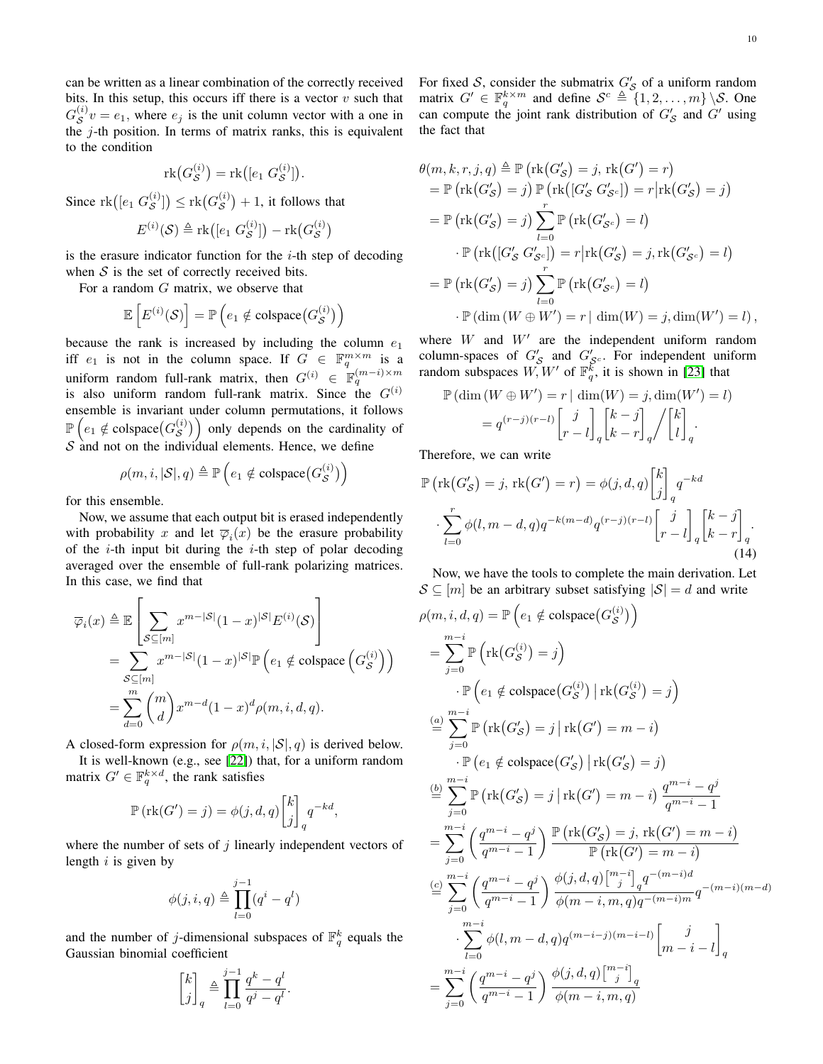can be written as a linear combination of the correctly received bits. In this setup, this occurs iff there is a vector $v$ such that $G_{\mathcal{S}}^{(i)} v = e_1$, where $e_j$ is the unit column vector with a one in the $j$-th position. In terms of matrix ranks, this is equivalent to the condition

$$\mathrm{rk}\big(G_{\mathcal{S}}^{(i)}\big) = \mathrm{rk}\big([e_1 \; G_{\mathcal{S}}^{(i)}]\big).$$

Since $\mathrm{rk}\big([e_1 \; G_{\mathcal{S}}^{(i)}]\big) \leq \mathrm{rk}\big(G_{\mathcal{S}}^{(i)}\big) + 1$, it follows that

$$E^{(i)}(\mathcal{S}) \triangleq \mathrm{rk}\big([e_1 \; G_{\mathcal{S}}^{(i)}]\big) - \mathrm{rk}\big(G_{\mathcal{S}}^{(i)}\big)$$

is the erasure indicator function for the $i$-th step of decoding when $\mathcal{S}$ is the set of correctly received bits.

For a random $G$ matrix, we observe that

$$\mathbb{E}\left[E^{(i)}(\mathcal{S})\right] = \mathbb{P}\left(e_1 \notin \mathrm{colspace}\big(G_{\mathcal{S}}^{(i)}\big)\right)$$

because the rank is increased by including the column $e_1$ iff $e_1$ is not in the column space. If $G \in \mathbb{F}_q^{m \times m}$ is a uniform random full-rank matrix, then $G^{(i)} \in \mathbb{F}_q^{(m-i) \times m}$ is also uniform random full-rank matrix. Since the $G^{(i)}$ ensemble is invariant under column permutations, it follows $\mathbb{P}\left(e_1 \notin \mathrm{colspace}\big(G_{\mathcal{S}}^{(i)}\big)\right)$ only depends on the cardinality of $\mathcal{S}$ and not on the individual elements. Hence, we define

$$\rho(m, i, |\mathcal{S}|, q) \triangleq \mathbb{P}\left(e_1 \notin \mathrm{colspace}\big(G_{\mathcal{S}}^{(i)}\big)\right)$$

for this ensemble.

Now, we assume that each output bit is erased independently with probability $x$ and let $\overline{\varphi}_i(x)$ be the erasure probability of the $i$-th input bit during the $i$-th step of polar decoding averaged over the ensemble of full-rank polarizing matrices. In this case, we find that

$$\begin{aligned}
\overline{\varphi}_i(x) &\triangleq \mathbb{E}\left[\sum_{\mathcal{S} \subseteq [m]} x^{m-|\mathcal{S}|}(1-x)^{|\mathcal{S}|} E^{(i)}(\mathcal{S})\right] \\
&= \sum_{\mathcal{S} \subseteq [m]} x^{m-|\mathcal{S}|}(1-x)^{|\mathcal{S}|} \mathbb{P}\left(e_1 \notin \mathrm{colspace}\left(G_{\mathcal{S}}^{(i)}\right)\right) \\
&= \sum_{d=0}^{m} \binom{m}{d} x^{m-d}(1-x)^d \rho(m, i, d, q).
\end{aligned}$$

A closed-form expression for $\rho(m, i, |\mathcal{S}|, q)$ is derived below.

It is well-known (e.g., see [22]) that, for a uniform random matrix $G' \in \mathbb{F}_q^{k \times d}$, the rank satisfies

$$\mathbb{P}\left(\mathrm{rk}(G') = j\right) = \phi(j, d, q) \begin{bmatrix} k \\ j \end{bmatrix}_q q^{-kd},$$

where the number of sets of $j$ linearly independent vectors of length $i$ is given by

$$\phi(j, i, q) \triangleq \prod_{l=0}^{j-1} (q^i - q^l)$$

and the number of $j$-dimensional subspaces of $\mathbb{F}_q^k$ equals the Gaussian binomial coefficient

$$\begin{bmatrix} k \\ j \end{bmatrix}_q \triangleq \prod_{l=0}^{j-1} \frac{q^k - q^l}{q^j - q^l}.$$

For fixed $\mathcal{S}$, consider the submatrix $G'_{\mathcal{S}}$ of a uniform random matrix $G' \in \mathbb{F}_q^{k \times m}$ and define $\mathcal{S}^c \triangleq \{1, 2, \ldots, m\} \setminus \mathcal{S}$. One can compute the joint rank distribution of $G'_{\mathcal{S}}$ and $G'$ using the fact that

$$\begin{aligned}
\theta(m, k, r, j, q) &\triangleq \mathbb{P}\left(\mathrm{rk}\big(G'_{\mathcal{S}}\big) = j, \, \mathrm{rk}\big(G'\big) = r\right) \\
&= \mathbb{P}\left(\mathrm{rk}\big(G'_{\mathcal{S}}\big) = j\right) \mathbb{P}\left(\mathrm{rk}\big([G'_{\mathcal{S}} \; G'_{\mathcal{S}^c}]\big) = r \big| \mathrm{rk}\big(G'_{\mathcal{S}}\big) = j\right) \\
&= \mathbb{P}\left(\mathrm{rk}\big(G'_{\mathcal{S}}\big) = j\right) \sum_{l=0}^{r} \mathbb{P}\left(\mathrm{rk}\big(G'_{\mathcal{S}^c}\big) = l\right) \\
&\qquad \cdot \mathbb{P}\left(\mathrm{rk}\big([G'_{\mathcal{S}} \; G'_{\mathcal{S}^c}]\big) = r \big| \mathrm{rk}\big(G'_{\mathcal{S}}\big) = j, \mathrm{rk}\big(G'_{\mathcal{S}^c}\big) = l\right) \\
&= \mathbb{P}\left(\mathrm{rk}\big(G'_{\mathcal{S}}\big) = j\right) \sum_{l=0}^{r} \mathbb{P}\left(\mathrm{rk}\big(G'_{\mathcal{S}^c}\big) = l\right) \\
&\qquad \cdot \mathbb{P}\left(\dim\left(W \oplus W'\right) = r \mid \dim(W) = j, \dim(W') = l\right),
\end{aligned}$$

where $W$ and $W'$ are the independent uniform random column-spaces of $G'_{\mathcal{S}}$ and $G'_{\mathcal{S}^c}$. For independent uniform random subspaces $W, W'$ of $\mathbb{F}_q^k$, it is shown in [23] that

$$\begin{aligned}
&\mathbb{P}\left(\dim\left(W \oplus W'\right) = r \mid \dim(W) = j, \dim(W') = l\right) \\
&\qquad = q^{(r-j)(r-l)} \begin{bmatrix} j \\ r-l \end{bmatrix}_q \begin{bmatrix} k-j \\ k-r \end{bmatrix}_q \Big/ \begin{bmatrix} k \\ l \end{bmatrix}_q.
\end{aligned}$$

Therefore, we can write

$$\begin{aligned}
&\mathbb{P}\left(\mathrm{rk}\big(G'_{\mathcal{S}}\big) = j, \, \mathrm{rk}\big(G'\big) = r\right) = \phi(j, d, q) \begin{bmatrix} k \\ j \end{bmatrix}_q q^{-kd} \\
&\quad \cdot \sum_{l=0}^{r} \phi(l, m-d, q) q^{-k(m-d)} q^{(r-j)(r-l)} \begin{bmatrix} j \\ r-l \end{bmatrix}_q \begin{bmatrix} k-j \\ k-r \end{bmatrix}_q.
\end{aligned} \tag{14}$$

Now, we have the tools to complete the main derivation. Let $\mathcal{S} \subseteq [m]$ be an arbitrary subset satisfying $|\mathcal{S}| = d$ and write

$$\begin{aligned}
\rho(m, i, d, q) &= \mathbb{P}\left(e_1 \notin \mathrm{colspace}\big(G_{\mathcal{S}}^{(i)}\big)\right) \\
&= \sum_{j=0}^{m-i} \mathbb{P}\left(\mathrm{rk}\big(G_{\mathcal{S}}^{(i)}\big) = j\right) \\
&\qquad \cdot \mathbb{P}\left(e_1 \notin \mathrm{colspace}\big(G_{\mathcal{S}}^{(i)}\big) \,\big|\, \mathrm{rk}\big(G_{\mathcal{S}}^{(i)}\big) = j\right) \\
&\overset{(a)}{=} \sum_{j=0}^{m-i} \mathbb{P}\left(\mathrm{rk}\big(G'_{\mathcal{S}}\big) = j \,\big|\, \mathrm{rk}\big(G'\big) = m-i\right) \\
&\qquad \cdot \mathbb{P}\left(e_1 \notin \mathrm{colspace}\big(G'_{\mathcal{S}}\big) \,\big|\, \mathrm{rk}\big(G'_{\mathcal{S}}\big) = j\right) \\
&\overset{(b)}{=} \sum_{j=0}^{m-i} \mathbb{P}\left(\mathrm{rk}\big(G'_{\mathcal{S}}\big) = j \,\big|\, \mathrm{rk}\big(G'\big) = m-i\right) \frac{q^{m-i} - q^j}{q^{m-i} - 1} \\
&= \sum_{j=0}^{m-i} \left(\frac{q^{m-i} - q^j}{q^{m-i} - 1}\right) \frac{\mathbb{P}\left(\mathrm{rk}\big(G'_{\mathcal{S}}\big) = j, \, \mathrm{rk}\big(G'\big) = m-i\right)}{\mathbb{P}\left(\mathrm{rk}\big(G'\big) = m-i\right)} \\
&\overset{(c)}{=} \sum_{j=0}^{m-i} \left(\frac{q^{m-i} - q^j}{q^{m-i} - 1}\right) \frac{\phi(j, d, q) \begin{bmatrix} m-i \\ j \end{bmatrix}_q q^{-(m-i)d}}{\phi(m-i, m, q) q^{-(m-i)m}} q^{-(m-i)(m-d)} \\
&\qquad \cdot \sum_{l=0}^{m-i} \phi(l, m-d, q) q^{(m-i-j)(m-i-l)} \begin{bmatrix} j \\ m-i-l \end{bmatrix}_q \\
&= \sum_{j=0}^{m-i} \left(\frac{q^{m-i} - q^j}{q^{m-i} - 1}\right) \frac{\phi(j, d, q) \begin{bmatrix} m-i \\ j \end{bmatrix}_q}{\phi(m-i, m, q)}
\end{aligned}$$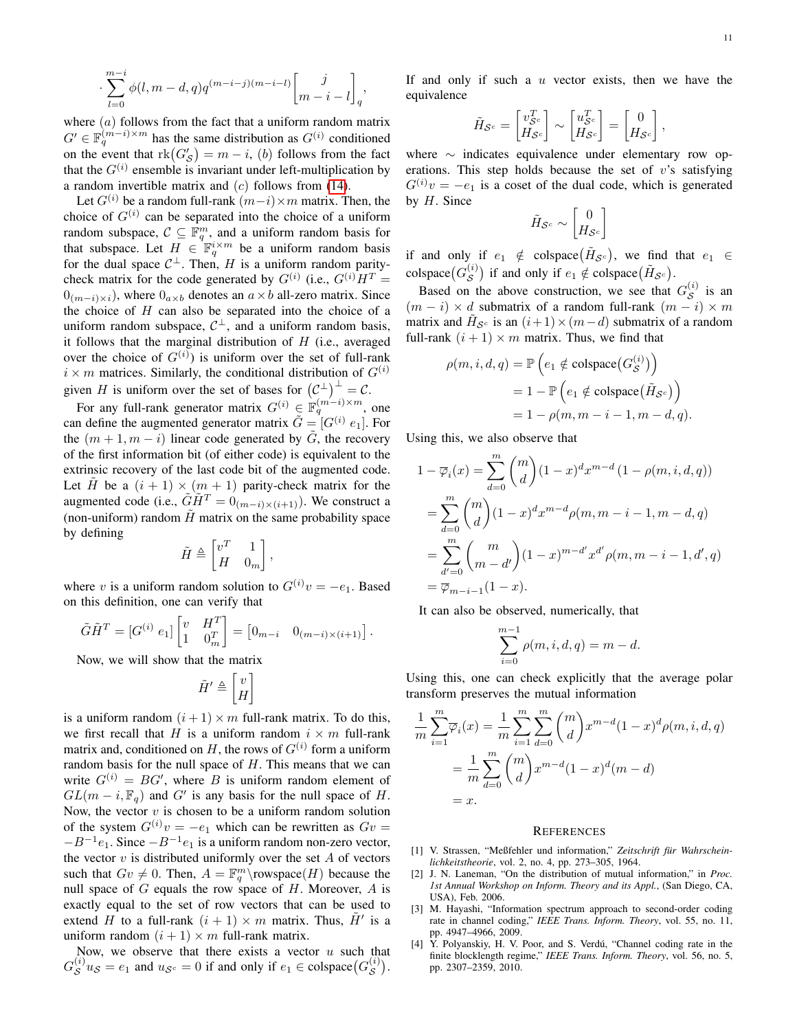$$\cdot \sum_{l=0}^{m-i} \phi(l, m-d, q) q^{(m-i-j)(m-i-l)} \begin{bmatrix} j \\ m-i-l \end{bmatrix}_q,$$

where $(a)$ follows from the fact that a uniform random matrix $G' \in \mathbb{F}_q^{(m-i)\times m}$ has the same distribution as $G^{(i)}$ conditioned on the event that $\mathrm{rk}(G'_{\mathcal{S}}) = m-i$, $(b)$ follows from the fact that the $G^{(i)}$ ensemble is invariant under left-multiplication by a random invertible matrix and $(c)$ follows from (14).

Let $G^{(i)}$ be a random full-rank $(m-i)\times m$ matrix. Then, the choice of $G^{(i)}$ can be separated into the choice of a uniform random subspace, $\mathcal{C} \subseteq \mathbb{F}_q^m$, and a uniform random basis for that subspace. Let $H \in \mathbb{F}_q^{i\times m}$ be a uniform random basis for the dual space $\mathcal{C}^\perp$. Then, $H$ is a uniform random parity-check matrix for the code generated by $G^{(i)}$ (i.e., $G^{(i)} H^T = 0_{(m-i)\times i}$), where $0_{a\times b}$ denotes an $a \times b$ all-zero matrix. Since the choice of $H$ can also be separated into the choice of a uniform random subspace, $\mathcal{C}^\perp$, and a uniform random basis, it follows that the marginal distribution of $H$ (i.e., averaged over the choice of $G^{(i)}$) is uniform over the set of full-rank $i \times m$ matrices. Similarly, the conditional distribution of $G^{(i)}$ given $H$ is uniform over the set of bases for $(\mathcal{C}^\perp)^\perp = \mathcal{C}$.

For any full-rank generator matrix $G^{(i)} \in \mathbb{F}_q^{(m-i)\times m}$, one can define the augmented generator matrix $\tilde{G} = [G^{(i)}\ e_1]$. For the $(m+1, m-i)$ linear code generated by $\tilde{G}$, the recovery of the first information bit (of either code) is equivalent to the extrinsic recovery of the last code bit of the augmented code. Let $\tilde{H}$ be a $(i+1)\times(m+1)$ parity-check matrix for the augmented code (i.e., $\tilde{G}\tilde{H}^T = 0_{(m-i)\times(i+1)}$). We construct a (non-uniform) random $\tilde{H}$ matrix on the same probability space by defining

$$\tilde{H} \triangleq \begin{bmatrix} v^T & 1 \\ H & 0_m \end{bmatrix},$$

where $v$ is a uniform random solution to $G^{(i)} v = -e_1$. Based on this definition, one can verify that

$$\tilde{G}\tilde{H}^T = [G^{(i)}\ e_1] \begin{bmatrix} v & H^T \\ 1 & 0_m^T \end{bmatrix} = \begin{bmatrix} 0_{m-i} & 0_{(m-i)\times(i+1)} \end{bmatrix}.$$

Now, we will show that the matrix

$$\tilde{H}' \triangleq \begin{bmatrix} v \\ H \end{bmatrix}$$

is a uniform random $(i+1)\times m$ full-rank matrix. To do this, we first recall that $H$ is a uniform random $i \times m$ full-rank matrix and, conditioned on $H$, the rows of $G^{(i)}$ form a uniform random basis for the null space of $H$. This means that we can write $G^{(i)} = BG'$, where $B$ is uniform random element of $GL(m-i, \mathbb{F}_q)$ and $G'$ is any basis for the null space of $H$. Now, the vector $v$ is chosen to be a uniform random solution of the system $G^{(i)} v = -e_1$ which can be rewritten as $Gv = -B^{-1} e_1$. Since $-B^{-1} e_1$ is a uniform random non-zero vector, the vector $v$ is distributed uniformly over the set $A$ of vectors such that $Gv \neq 0$. Then, $A = \mathbb{F}_q^m \backslash \mathrm{rowspace}(H)$ because the null space of $G$ equals the row space of $H$. Moreover, $A$ is exactly equal to the set of row vectors that can be used to extend $H$ to a full-rank $(i+1)\times m$ matrix. Thus, $\tilde{H}'$ is a uniform random $(i+1)\times m$ full-rank matrix.

Now, we observe that there exists a vector $u$ such that $G_{\mathcal{S}}^{(i)} u_{\mathcal{S}} = e_1$ and $u_{\mathcal{S}^c} = 0$ if and only if $e_1 \in \mathrm{colspace}(G_{\mathcal{S}}^{(i)})$. If and only if such a $u$ vector exists, then we have the equivalence

$$\tilde{H}_{\mathcal{S}^c} = \begin{bmatrix} v_{\mathcal{S}^c}^T \\ H_{\mathcal{S}^c} \end{bmatrix} \sim \begin{bmatrix} u_{\mathcal{S}^c}^T \\ H_{\mathcal{S}^c} \end{bmatrix} = \begin{bmatrix} 0 \\ H_{\mathcal{S}^c} \end{bmatrix},$$

where $\sim$ indicates equivalence under elementary row operations. This step holds because the set of $v$'s satisfying $G^{(i)} v = -e_1$ is a coset of the dual code, which is generated by $H$. Since

$$\tilde{H}_{\mathcal{S}^c} \sim \begin{bmatrix} 0 \\ H_{\mathcal{S}^c} \end{bmatrix}$$

if and only if $e_1 \notin \mathrm{colspace}(\tilde{H}_{\mathcal{S}^c})$, we find that $e_1 \in \mathrm{colspace}(G_{\mathcal{S}}^{(i)})$ if and only if $e_1 \notin \mathrm{colspace}(\tilde{H}_{\mathcal{S}^c})$.

Based on the above construction, we see that $G_{\mathcal{S}}^{(i)}$ is an $(m-i)\times d$ submatrix of a random full-rank $(m-i)\times m$ matrix and $\tilde{H}_{\mathcal{S}^c}$ is an $(i+1)\times(m-d)$ submatrix of a random full-rank $(i+1)\times m$ matrix. Thus, we find that

$$\begin{aligned} \rho(m, i, d, q) &= \mathbb{P}\left(e_1 \notin \mathrm{colspace}(G_{\mathcal{S}}^{(i)})\right) \\ &= 1 - \mathbb{P}\left(e_1 \notin \mathrm{colspace}(\tilde{H}_{\mathcal{S}^c})\right) \\ &= 1 - \rho(m, m-i-1, m-d, q). \end{aligned}$$

Using this, we also observe that

$$\begin{aligned} 1 - \overline{\varphi}_i(x) &= \sum_{d=0}^{m} \binom{m}{d} (1-x)^d x^{m-d} (1 - \rho(m, i, d, q)) \\ &= \sum_{d=0}^{m} \binom{m}{d} (1-x)^d x^{m-d} \rho(m, m-i-1, m-d, q) \\ &= \sum_{d'=0}^{m} \binom{m}{m-d'} (1-x)^{m-d'} x^{d'} \rho(m, m-i-1, d', q) \\ &= \overline{\varphi}_{m-i-1}(1-x). \end{aligned}$$

It can also be observed, numerically, that

$$\sum_{i=0}^{m-1} \rho(m, i, d, q) = m - d.$$

Using this, one can check explicitly that the average polar transform preserves the mutual information

$$\begin{aligned} \frac{1}{m} \sum_{i=1}^{m} \overline{\varphi}_i(x) &= \frac{1}{m} \sum_{i=1}^{m} \sum_{d=0}^{m} \binom{m}{d} x^{m-d} (1-x)^d \rho(m, i, d, q) \\ &= \frac{1}{m} \sum_{d=0}^{m} \binom{m}{d} x^{m-d} (1-x)^d (m-d) \\ &= x. \end{aligned}$$

## References

[1] V. Strassen, "Meßfehler und information," *Zeitschrift für Wahrscheinlichkeitstheorie*, vol. 2, no. 4, pp. 273–305, 1964.

[2] J. N. Laneman, "On the distribution of mutual information," in *Proc. 1st Annual Workshop on Inform. Theory and its Appl.*, (San Diego, CA, USA), Feb. 2006.

[3] M. Hayashi, "Information spectrum approach to second-order coding rate in channel coding," *IEEE Trans. Inform. Theory*, vol. 55, no. 11, pp. 4947–4966, 2009.

[4] Y. Polyanskiy, H. V. Poor, and S. Verdú, "Channel coding rate in the finite blocklength regime," *IEEE Trans. Inform. Theory*, vol. 56, no. 5, pp. 2307–2359, 2010.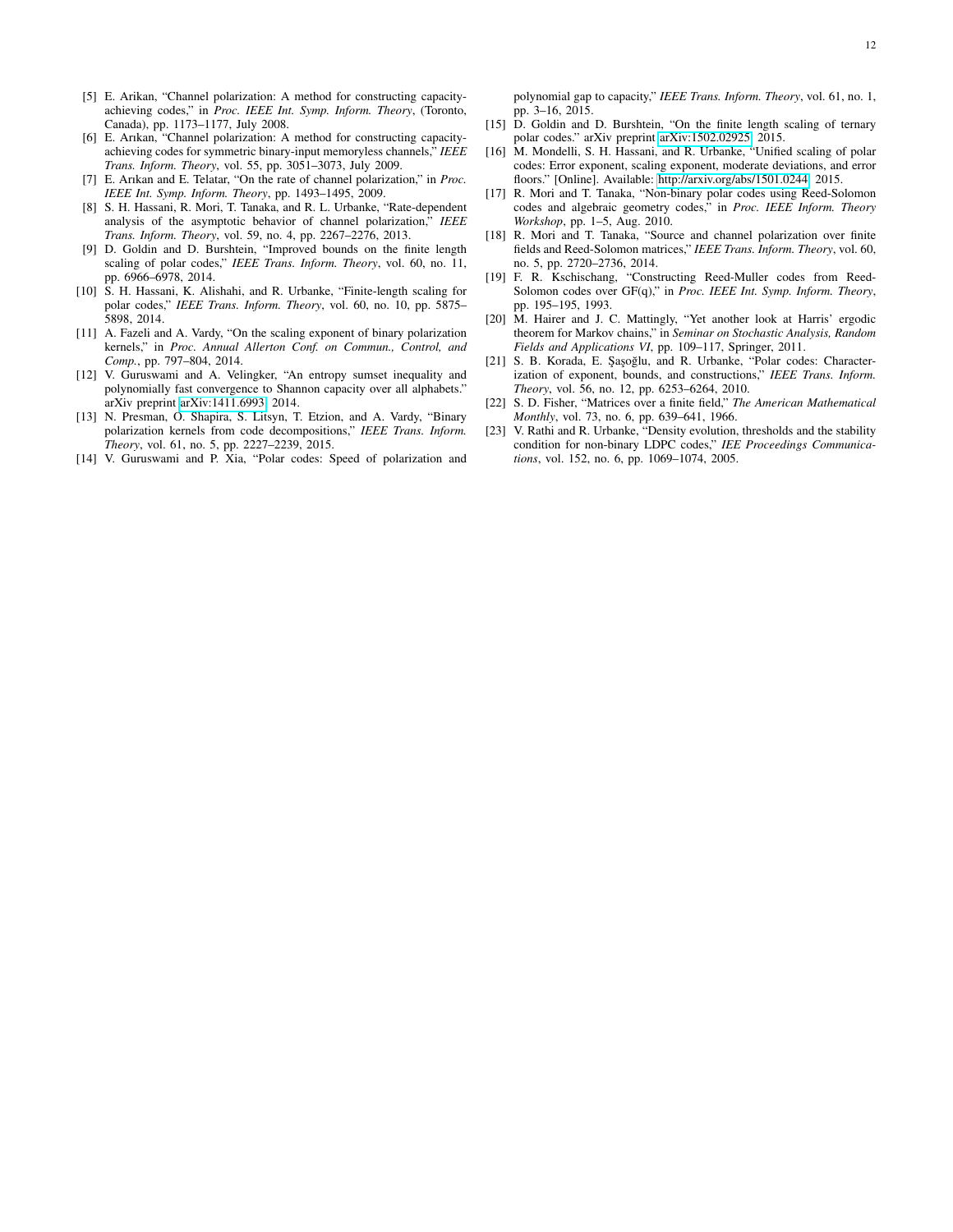[5] E. Arikan, "Channel polarization: A method for constructing capacity-achieving codes," in *Proc. IEEE Int. Symp. Inform. Theory*, (Toronto, Canada), pp. 1173–1177, July 2008.

[6] E. Arıkan, "Channel polarization: A method for constructing capacity-achieving codes for symmetric binary-input memoryless channels," *IEEE Trans. Inform. Theory*, vol. 55, pp. 3051–3073, July 2009.

[7] E. Arıkan and E. Telatar, "On the rate of channel polarization," in *Proc. IEEE Int. Symp. Inform. Theory*, pp. 1493–1495, 2009.

[8] S. H. Hassani, R. Mori, T. Tanaka, and R. L. Urbanke, "Rate-dependent analysis of the asymptotic behavior of channel polarization," *IEEE Trans. Inform. Theory*, vol. 59, no. 4, pp. 2267–2276, 2013.

[9] D. Goldin and D. Burshtein, "Improved bounds on the finite length scaling of polar codes," *IEEE Trans. Inform. Theory*, vol. 60, no. 11, pp. 6966–6978, 2014.

[10] S. H. Hassani, K. Alishahi, and R. Urbanke, "Finite-length scaling for polar codes," *IEEE Trans. Inform. Theory*, vol. 60, no. 10, pp. 5875–5898, 2014.

[11] A. Fazeli and A. Vardy, "On the scaling exponent of binary polarization kernels," in *Proc. Annual Allerton Conf. on Commun., Control, and Comp.*, pp. 797–804, 2014.

[12] V. Guruswami and A. Velingker, "An entropy sumset inequality and polynomially fast convergence to Shannon capacity over all alphabets." arXiv preprint arXiv:1411.6993, 2014.

[13] N. Presman, O. Shapira, S. Litsyn, T. Etzion, and A. Vardy, "Binary polarization kernels from code decompositions," *IEEE Trans. Inform. Theory*, vol. 61, no. 5, pp. 2227–2239, 2015.

[14] V. Guruswami and P. Xia, "Polar codes: Speed of polarization and polynomial gap to capacity," *IEEE Trans. Inform. Theory*, vol. 61, no. 1, pp. 3–16, 2015.

[15] D. Goldin and D. Burshtein, "On the finite length scaling of ternary polar codes." arXiv preprint arXiv:1502.02925, 2015.

[16] M. Mondelli, S. H. Hassani, and R. Urbanke, "Unified scaling of polar codes: Error exponent, scaling exponent, moderate deviations, and error floors." [Online]. Available: http://arxiv.org/abs/1501.0244, 2015.

[17] R. Mori and T. Tanaka, "Non-binary polar codes using Reed-Solomon codes and algebraic geometry codes," in *Proc. IEEE Inform. Theory Workshop*, pp. 1–5, Aug. 2010.

[18] R. Mori and T. Tanaka, "Source and channel polarization over finite fields and Reed-Solomon matrices," *IEEE Trans. Inform. Theory*, vol. 60, no. 5, pp. 2720–2736, 2014.

[19] F. R. Kschischang, "Constructing Reed-Muller codes from Reed-Solomon codes over GF(q)," in *Proc. IEEE Int. Symp. Inform. Theory*, pp. 195–195, 1993.

[20] M. Hairer and J. C. Mattingly, "Yet another look at Harris' ergodic theorem for Markov chains," in *Seminar on Stochastic Analysis, Random Fields and Applications VI*, pp. 109–117, Springer, 2011.

[21] S. B. Korada, E. Şaşoğlu, and R. Urbanke, "Polar codes: Characterization of exponent, bounds, and constructions," *IEEE Trans. Inform. Theory*, vol. 56, no. 12, pp. 6253–6264, 2010.

[22] S. D. Fisher, "Matrices over a finite field," *The American Mathematical Monthly*, vol. 73, no. 6, pp. 639–641, 1966.

[23] V. Rathi and R. Urbanke, "Density evolution, thresholds and the stability condition for non-binary LDPC codes," *IEE Proceedings Communications*, vol. 152, no. 6, pp. 1069–1074, 2005.